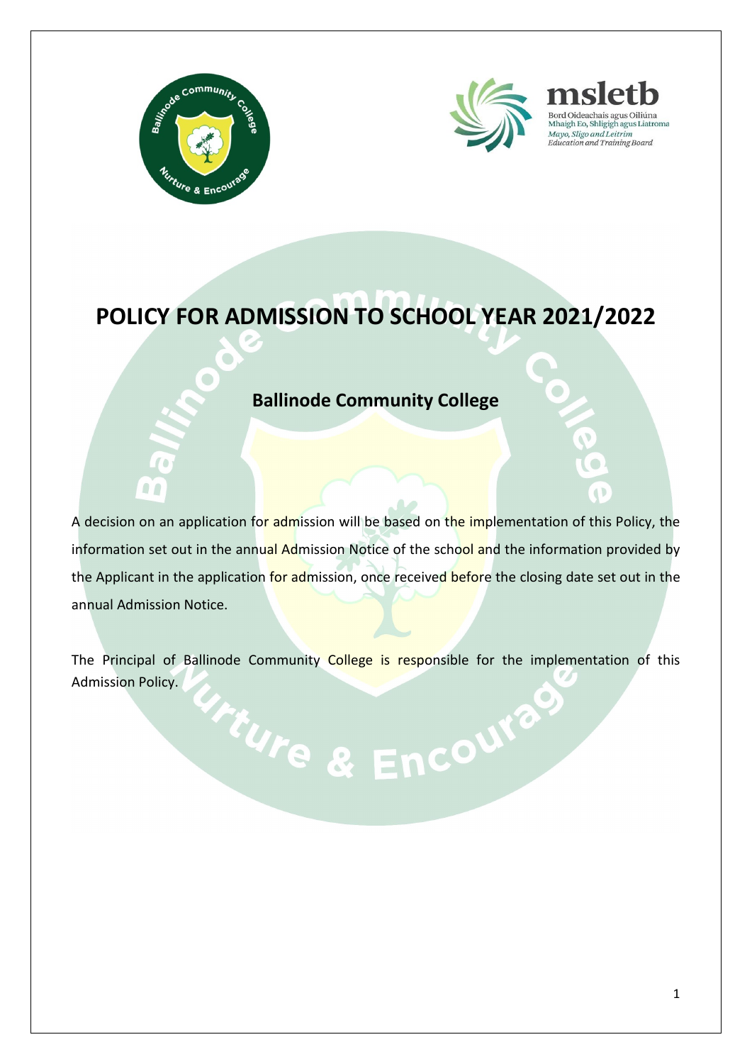# POLICY FOR ADMISSION TO SCHOOL YEAR 2021/2022

## Ballinode Community College

A decision on an application for admission will be based on the implementation of this Policy, the information set out in the annual Admission Notice of the school and the information provided by the Applicant in the application for admission, once received before the closing date set out in the annual Admission Notice.

The Principal of Ballinode Community College is responsible for the implementation of this Admission Policy.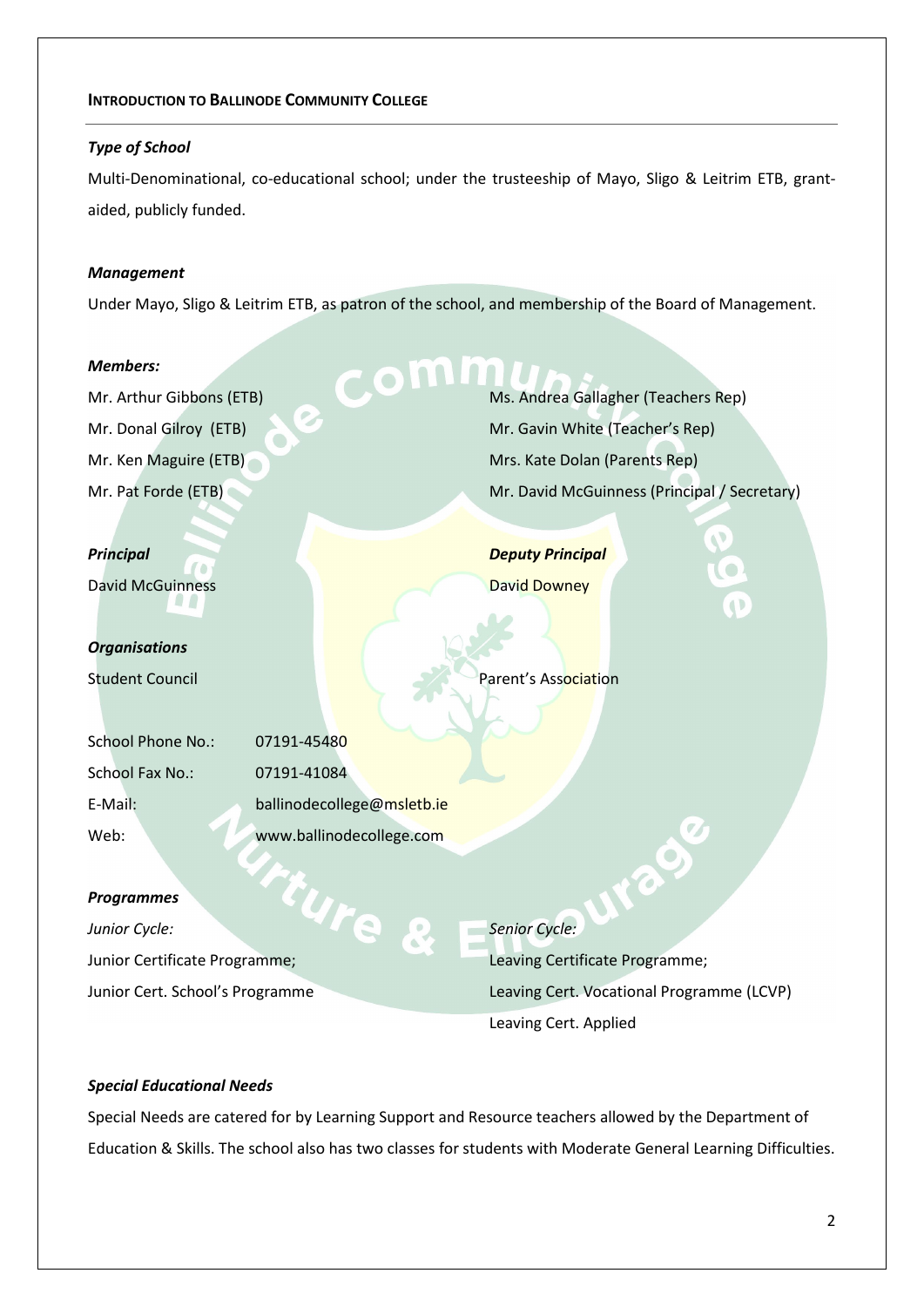## INTRODUCTION TO BALLINODE COMMUNITY COLLEGE

***Type of School***

Multi-Denominational, co-educational school; under the trusteeship of Mayo, Sligo & Leitrim ETB, grant-aided, publicly funded.

***Management***

Under Mayo, Sligo & Leitrim ETB, as patron of the school, and membership of the Board of Management.

***Members:***

Mr. Arthur Gibbons (ETB)
Mr. Donal Gilroy (ETB)
Mr. Ken Maguire (ETB)
Mr. Pat Forde (ETB)

Ms. Andrea Gallagher (Teachers Rep)
Mr. Gavin White (Teacher's Rep)
Mrs. Kate Dolan (Parents Rep)
Mr. David McGuinness (Principal / Secretary)

***Principal***

David McGuinness

***Deputy Principal***

David Downey

***Organisations***

Student Council

Parent's Association

| | |
|---|---|
| School Phone No.: | 07191-45480 |
| School Fax No.: | 07191-41084 |
| E-Mail: | ballinodecollege@msletb.ie |
| Web: | www.ballinodecollege.com |

***Programmes***

*Junior Cycle:*

Junior Certificate Programme;
Junior Cert. School's Programme

*Senior Cycle:*

Leaving Certificate Programme;
Leaving Cert. Vocational Programme (LCVP)
Leaving Cert. Applied

***Special Educational Needs***

Special Needs are catered for by Learning Support and Resource teachers allowed by the Department of Education & Skills. The school also has two classes for students with Moderate General Learning Difficulties.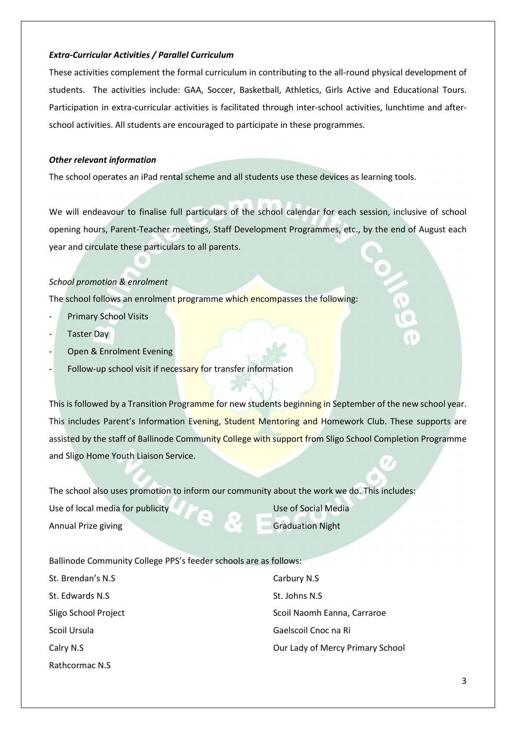***Extra-Curricular Activities / Parallel Curriculum***

These activities complement the formal curriculum in contributing to the all-round physical development of students. The activities include: GAA, Soccer, Basketball, Athletics, Girls Active and Educational Tours. Participation in extra-curricular activities is facilitated through inter-school activities, lunchtime and after-school activities. All students are encouraged to participate in these programmes.

***Other relevant information***

The school operates an iPad rental scheme and all students use these devices as learning tools.

We will endeavour to finalise full particulars of the school calendar for each session, inclusive of school opening hours, Parent-Teacher meetings, Staff Development Programmes, etc., by the end of August each year and circulate these particulars to all parents.

*School promotion & enrolment*

The school follows an enrolment programme which encompasses the following:

- Primary School Visits
- Taster Day
- Open & Enrolment Evening
- Follow-up school visit if necessary for transfer information

This is followed by a Transition Programme for new students beginning in September of the new school year. This includes Parent's Information Evening, Student Mentoring and Homework Club. These supports are assisted by the staff of Ballinode Community College with support from Sligo School Completion Programme and Sligo Home Youth Liaison Service.

The school also uses promotion to inform our community about the work we do. This includes:

Use of local media for publicity

Use of Social Media

Annual Prize giving

Graduation Night

Ballinode Community College PPS's feeder schools are as follows:

St. Brendan's N.S

Carbury N.S

St. Edwards N.S

St. Johns N.S

Sligo School Project

Scoil Naomh Eanna, Carraroe

Scoil Ursula

Gaelscoil Cnoc na Ri

Calry N.S

Our Lady of Mercy Primary School

Rathcormac N.S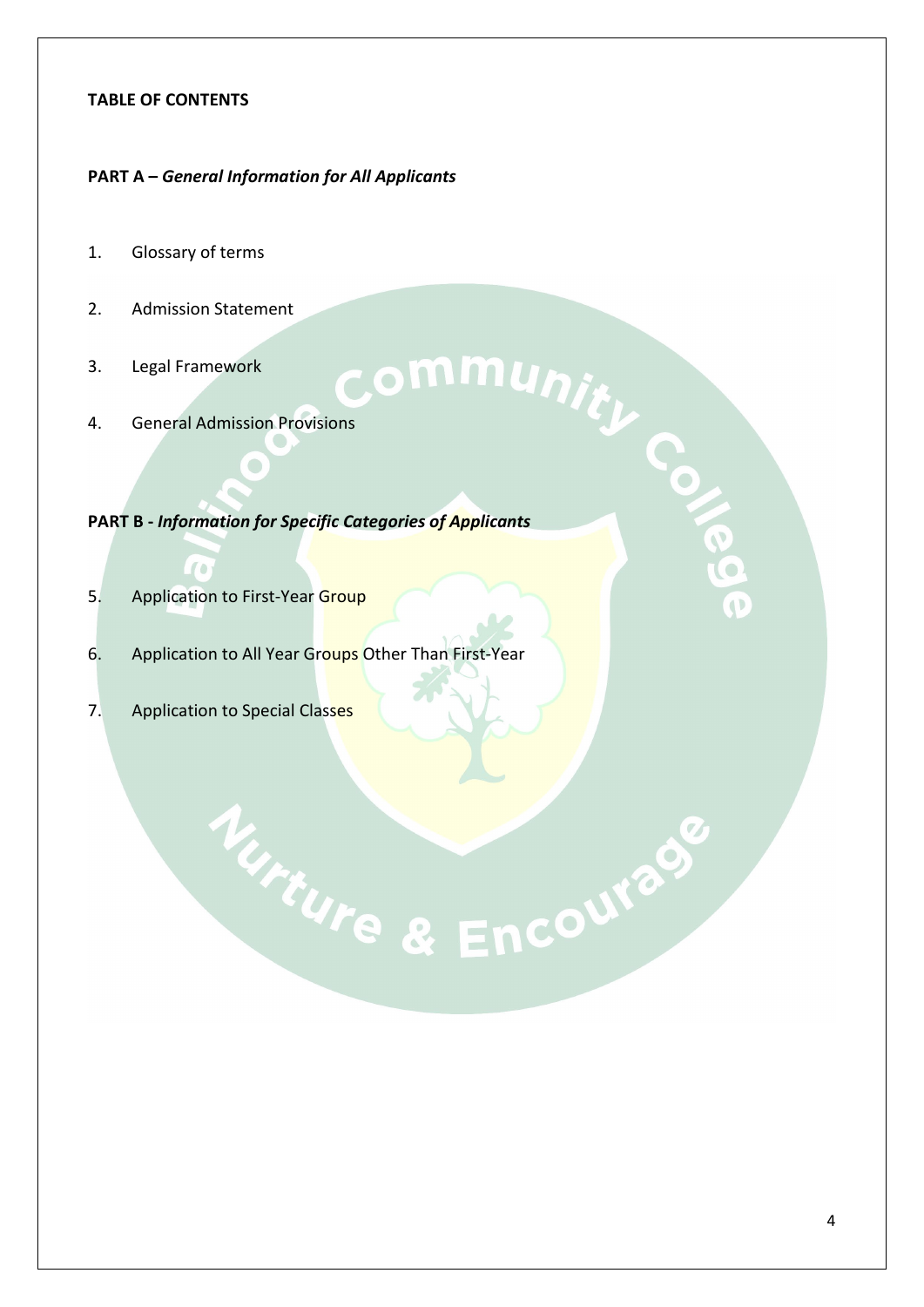**TABLE OF CONTENTS**

**PART A –** ***General Information for All Applicants***

1. Glossary of terms
2. Admission Statement
3. Legal Framework
4. General Admission Provisions

**PART B -** ***Information for Specific Categories of Applicants***

5. Application to First-Year Group
6. Application to All Year Groups Other Than First-Year
7. Application to Special Classes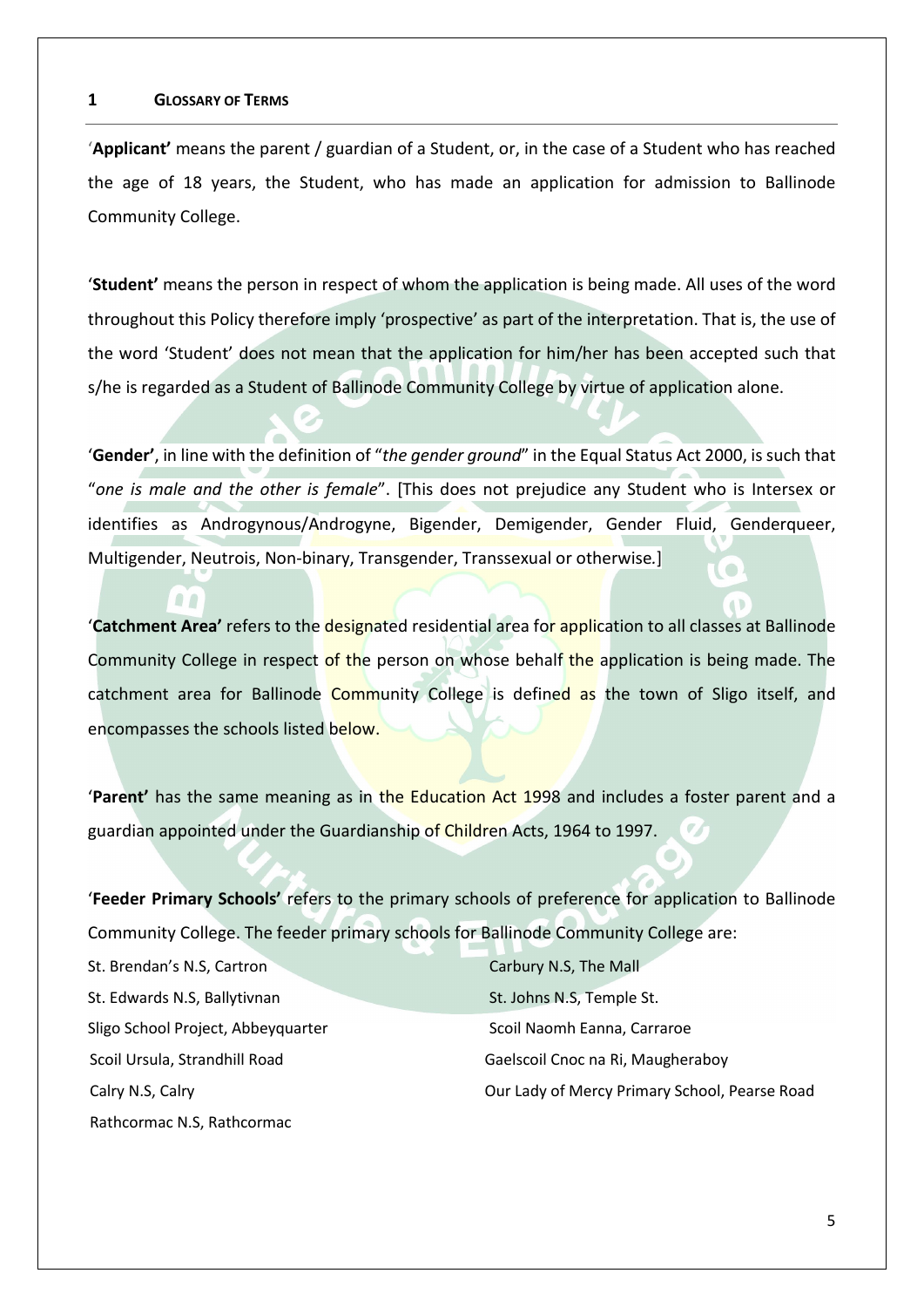## 1 GLOSSARY OF TERMS

'**Applicant'** means the parent / guardian of a Student, or, in the case of a Student who has reached the age of 18 years, the Student, who has made an application for admission to Ballinode Community College.

'**Student'** means the person in respect of whom the application is being made. All uses of the word throughout this Policy therefore imply 'prospective' as part of the interpretation. That is, the use of the word 'Student' does not mean that the application for him/her has been accepted such that s/he is regarded as a Student of Ballinode Community College by virtue of application alone.

'**Gender'**, in line with the definition of "*the gender ground*" in the Equal Status Act 2000, is such that "*one is male and the other is female*". [This does not prejudice any Student who is Intersex or identifies as Androgynous/Androgyne, Bigender, Demigender, Gender Fluid, Genderqueer, Multigender, Neutrois, Non-binary, Transgender, Transsexual or otherwise.]

'**Catchment Area'** refers to the designated residential area for application to all classes at Ballinode Community College in respect of the person on whose behalf the application is being made. The catchment area for Ballinode Community College is defined as the town of Sligo itself, and encompasses the schools listed below.

'**Parent'** has the same meaning as in the Education Act 1998 and includes a foster parent and a guardian appointed under the Guardianship of Children Acts, 1964 to 1997.

'**Feeder Primary Schools'** refers to the primary schools of preference for application to Ballinode Community College. The feeder primary schools for Ballinode Community College are:

- St. Brendan's N.S, Cartron
- Carbury N.S, The Mall
- St. Edwards N.S, Ballytivnan
- St. Johns N.S, Temple St.
- Sligo School Project, Abbeyquarter
- Scoil Naomh Eanna, Carraroe
- Scoil Ursula, Strandhill Road
- Gaelscoil Cnoc na Ri, Maugheraboy
- Calry N.S, Calry
- Our Lady of Mercy Primary School, Pearse Road
- Rathcormac N.S, Rathcormac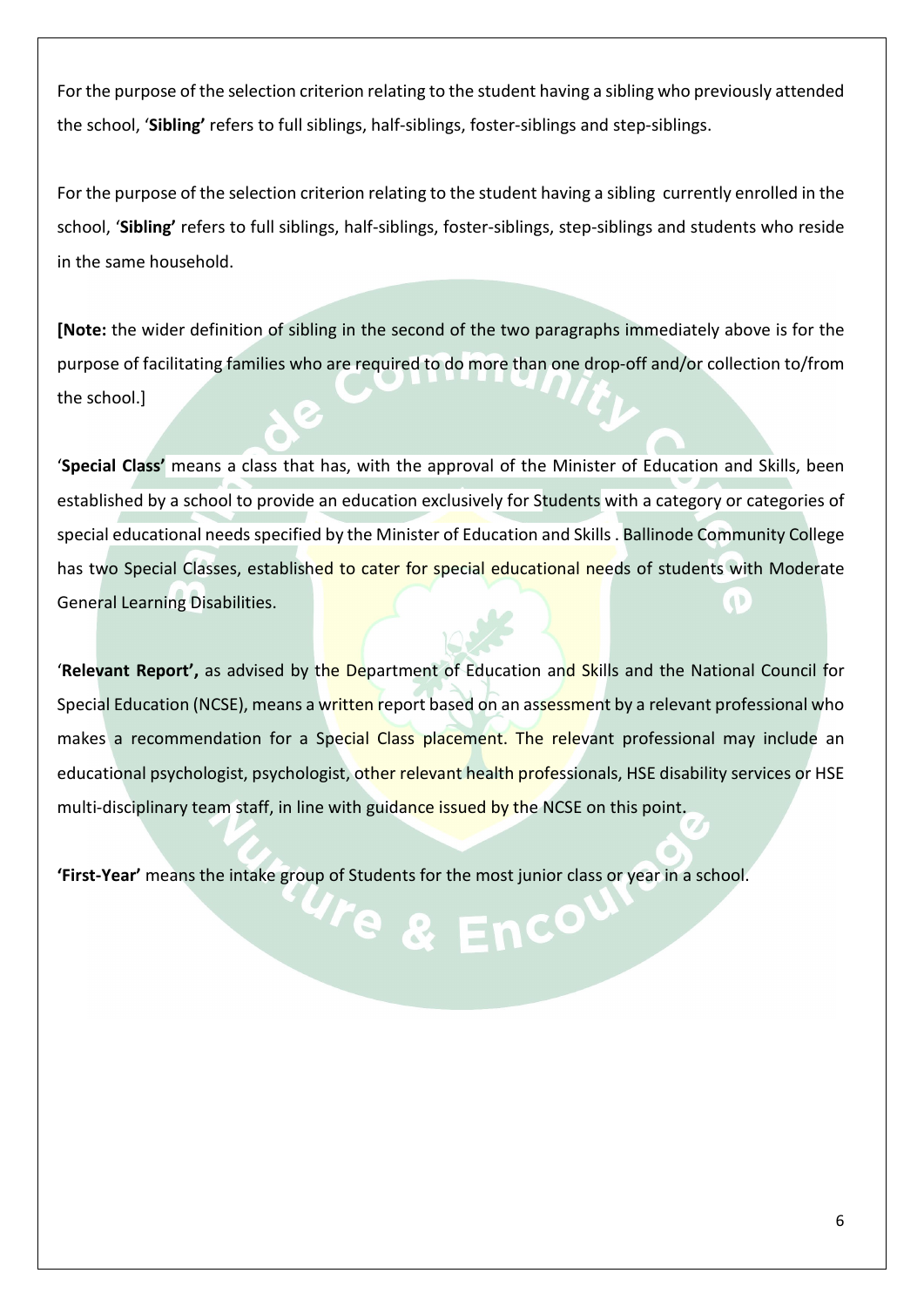For the purpose of the selection criterion relating to the student having a sibling who previously attended the school, '**Sibling'** refers to full siblings, half-siblings, foster-siblings and step-siblings.

For the purpose of the selection criterion relating to the student having a sibling currently enrolled in the school, '**Sibling'** refers to full siblings, half-siblings, foster-siblings, step-siblings and students who reside in the same household.

**[Note:** the wider definition of sibling in the second of the two paragraphs immediately above is for the purpose of facilitating families who are required to do more than one drop-off and/or collection to/from the school.]

'**Special Class'** means a class that has, with the approval of the Minister of Education and Skills, been established by a school to provide an education exclusively for Students with a category or categories of special educational needs specified by the Minister of Education and Skills . Ballinode Community College has two Special Classes, established to cater for special educational needs of students with Moderate General Learning Disabilities.

'**Relevant Report',** as advised by the Department of Education and Skills and the National Council for Special Education (NCSE), means a written report based on an assessment by a relevant professional who makes a recommendation for a Special Class placement. The relevant professional may include an educational psychologist, psychologist, other relevant health professionals, HSE disability services or HSE multi-disciplinary team staff, in line with guidance issued by the NCSE on this point.

**'First-Year'** means the intake group of Students for the most junior class or year in a school.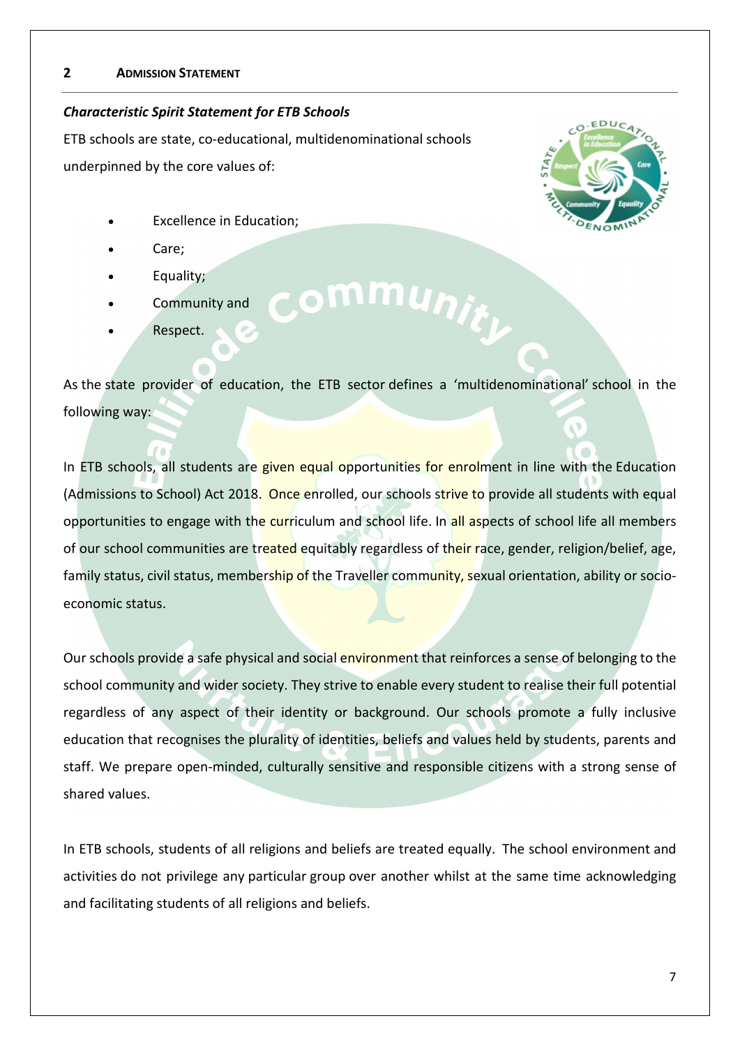## 2 Admission Statement

***Characteristic Spirit Statement for ETB Schools***

ETB schools are state, co-educational, multidenominational schools underpinned by the core values of:

- Excellence in Education;
- Care;
- Equality;
- Community and
- Respect.

As the state provider of education, the ETB sector defines a 'multidenominational' school in the following way:

In ETB schools, all students are given equal opportunities for enrolment in line with the Education (Admissions to School) Act 2018. Once enrolled, our schools strive to provide all students with equal opportunities to engage with the curriculum and school life. In all aspects of school life all members of our school communities are treated equitably regardless of their race, gender, religion/belief, age, family status, civil status, membership of the Traveller community, sexual orientation, ability or socio-economic status.

Our schools provide a safe physical and social environment that reinforces a sense of belonging to the school community and wider society. They strive to enable every student to realise their full potential regardless of any aspect of their identity or background. Our schools promote a fully inclusive education that recognises the plurality of identities, beliefs and values held by students, parents and staff. We prepare open-minded, culturally sensitive and responsible citizens with a strong sense of shared values.

In ETB schools, students of all religions and beliefs are treated equally. The school environment and activities do not privilege any particular group over another whilst at the same time acknowledging and facilitating students of all religions and beliefs.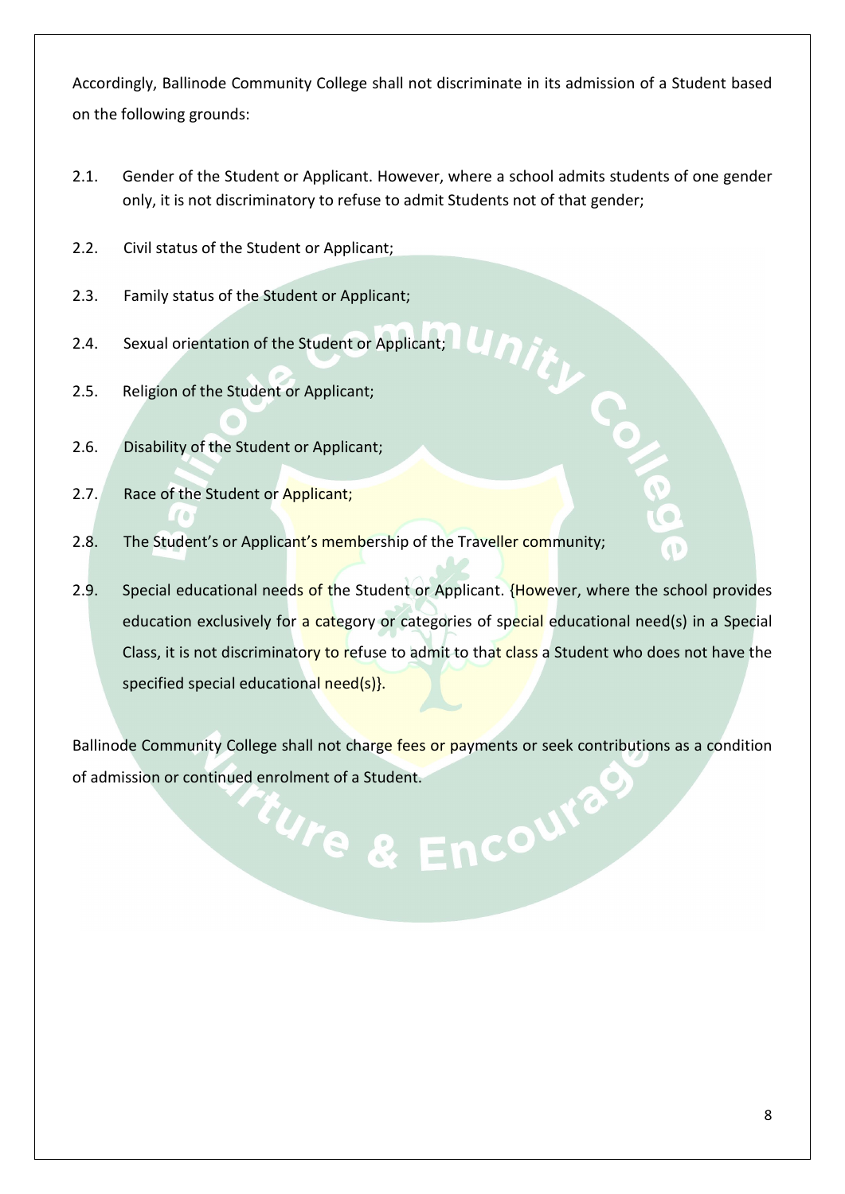Accordingly, Ballinode Community College shall not discriminate in its admission of a Student based on the following grounds:

2.1. Gender of the Student or Applicant. However, where a school admits students of one gender only, it is not discriminatory to refuse to admit Students not of that gender;

2.2. Civil status of the Student or Applicant;

2.3. Family status of the Student or Applicant;

2.4. Sexual orientation of the Student or Applicant;

2.5. Religion of the Student or Applicant;

2.6. Disability of the Student or Applicant;

2.7. Race of the Student or Applicant;

2.8. The Student's or Applicant's membership of the Traveller community;

2.9. Special educational needs of the Student or Applicant. {However, where the school provides education exclusively for a category or categories of special educational need(s) in a Special Class, it is not discriminatory to refuse to admit to that class a Student who does not have the specified special educational need(s)}.

Ballinode Community College shall not charge fees or payments or seek contributions as a condition of admission or continued enrolment of a Student.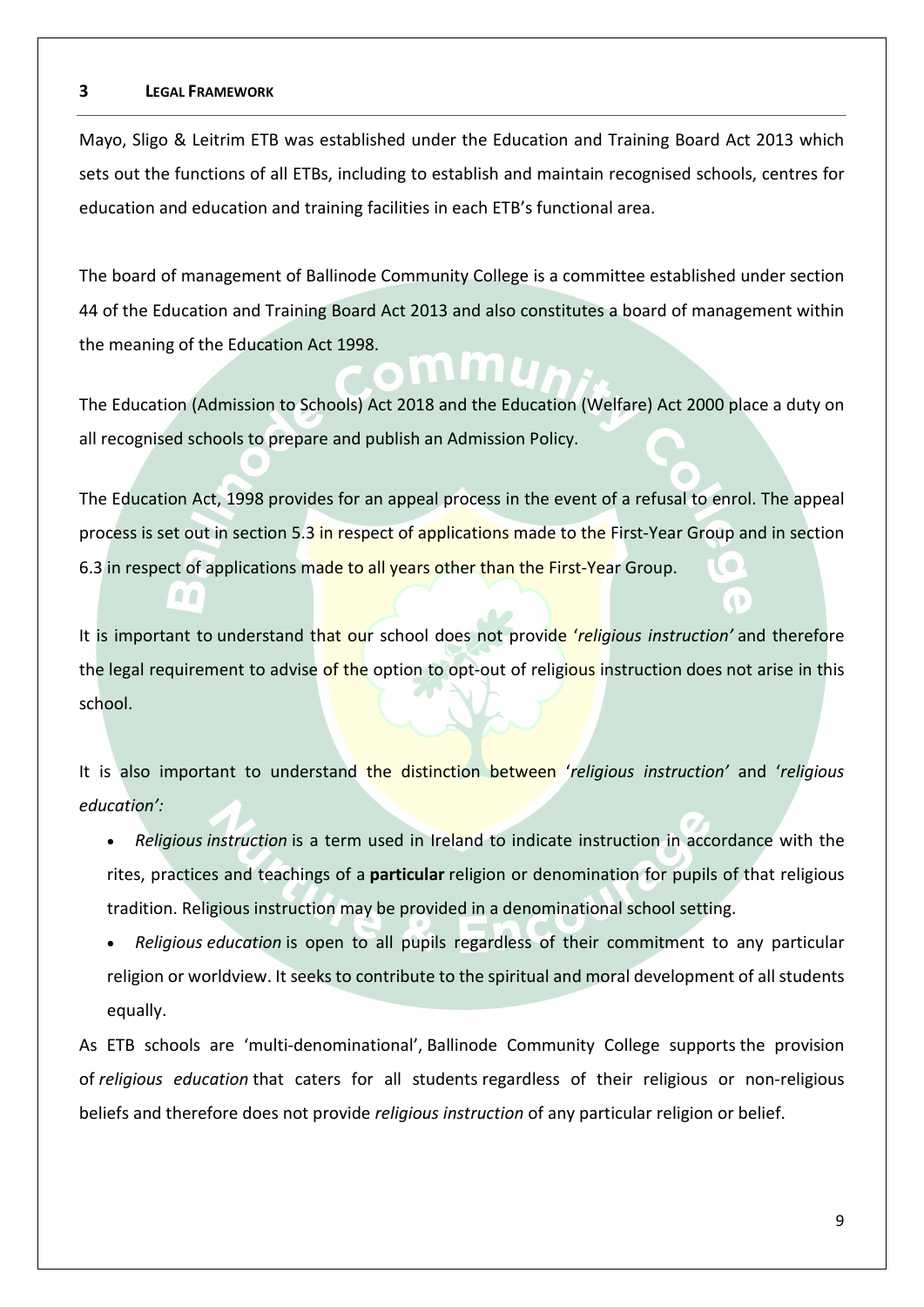## 3 LEGAL FRAMEWORK

Mayo, Sligo & Leitrim ETB was established under the Education and Training Board Act 2013 which sets out the functions of all ETBs, including to establish and maintain recognised schools, centres for education and education and training facilities in each ETB's functional area.

The board of management of Ballinode Community College is a committee established under section 44 of the Education and Training Board Act 2013 and also constitutes a board of management within the meaning of the Education Act 1998.

The Education (Admission to Schools) Act 2018 and the Education (Welfare) Act 2000 place a duty on all recognised schools to prepare and publish an Admission Policy.

The Education Act, 1998 provides for an appeal process in the event of a refusal to enrol. The appeal process is set out in section 5.3 in respect of applications made to the First-Year Group and in section 6.3 in respect of applications made to all years other than the First-Year Group.

It is important to understand that our school does not provide '*religious instruction'* and therefore the legal requirement to advise of the option to opt-out of religious instruction does not arise in this school.

It is also important to understand the distinction between '*religious instruction'* and '*religious education':*

- *Religious instruction* is a term used in Ireland to indicate instruction in accordance with the rites, practices and teachings of a **particular** religion or denomination for pupils of that religious tradition. Religious instruction may be provided in a denominational school setting.
- *Religious education* is open to all pupils regardless of their commitment to any particular religion or worldview. It seeks to contribute to the spiritual and moral development of all students equally.

As ETB schools are 'multi-denominational', Ballinode Community College supports the provision of *religious education* that caters for all students regardless of their religious or non-religious beliefs and therefore does not provide *religious instruction* of any particular religion or belief.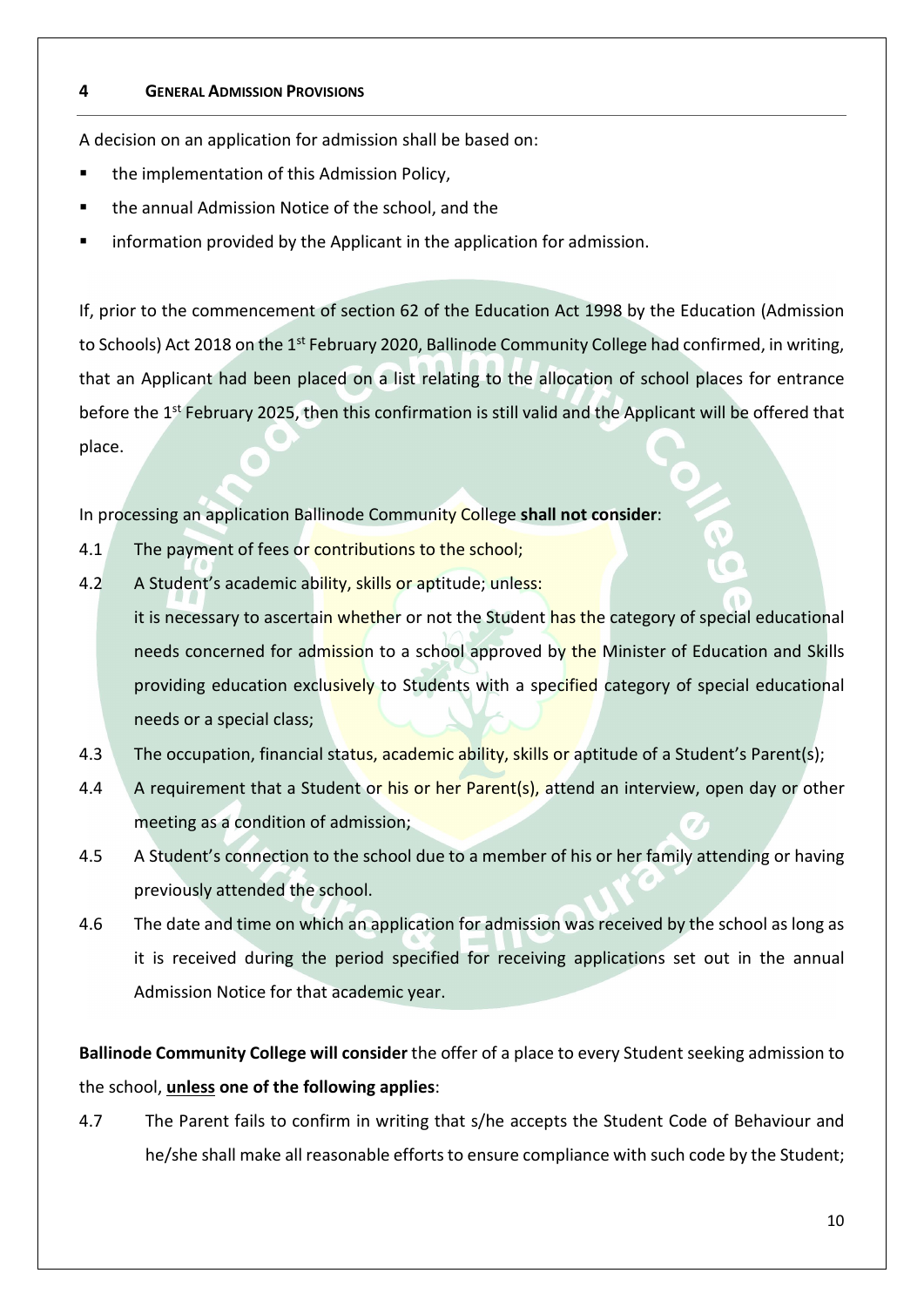## 4 GENERAL ADMISSION PROVISIONS

A decision on an application for admission shall be based on:

- the implementation of this Admission Policy,
- the annual Admission Notice of the school, and the
- information provided by the Applicant in the application for admission.

If, prior to the commencement of section 62 of the Education Act 1998 by the Education (Admission to Schools) Act 2018 on the 1st February 2020, Ballinode Community College had confirmed, in writing, that an Applicant had been placed on a list relating to the allocation of school places for entrance before the 1st February 2025, then this confirmation is still valid and the Applicant will be offered that place.

In processing an application Ballinode Community College **shall not consider**:

4.1 The payment of fees or contributions to the school;

4.2 A Student's academic ability, skills or aptitude; unless:
it is necessary to ascertain whether or not the Student has the category of special educational needs concerned for admission to a school approved by the Minister of Education and Skills providing education exclusively to Students with a specified category of special educational needs or a special class;

4.3 The occupation, financial status, academic ability, skills or aptitude of a Student's Parent(s);

4.4 A requirement that a Student or his or her Parent(s), attend an interview, open day or other meeting as a condition of admission;

4.5 A Student's connection to the school due to a member of his or her family attending or having previously attended the school.

4.6 The date and time on which an application for admission was received by the school as long as it is received during the period specified for receiving applications set out in the annual Admission Notice for that academic year.

**Ballinode Community College will consider** the offer of a place to every Student seeking admission to the school, **unless one of the following applies**:

4.7 The Parent fails to confirm in writing that s/he accepts the Student Code of Behaviour and he/she shall make all reasonable efforts to ensure compliance with such code by the Student;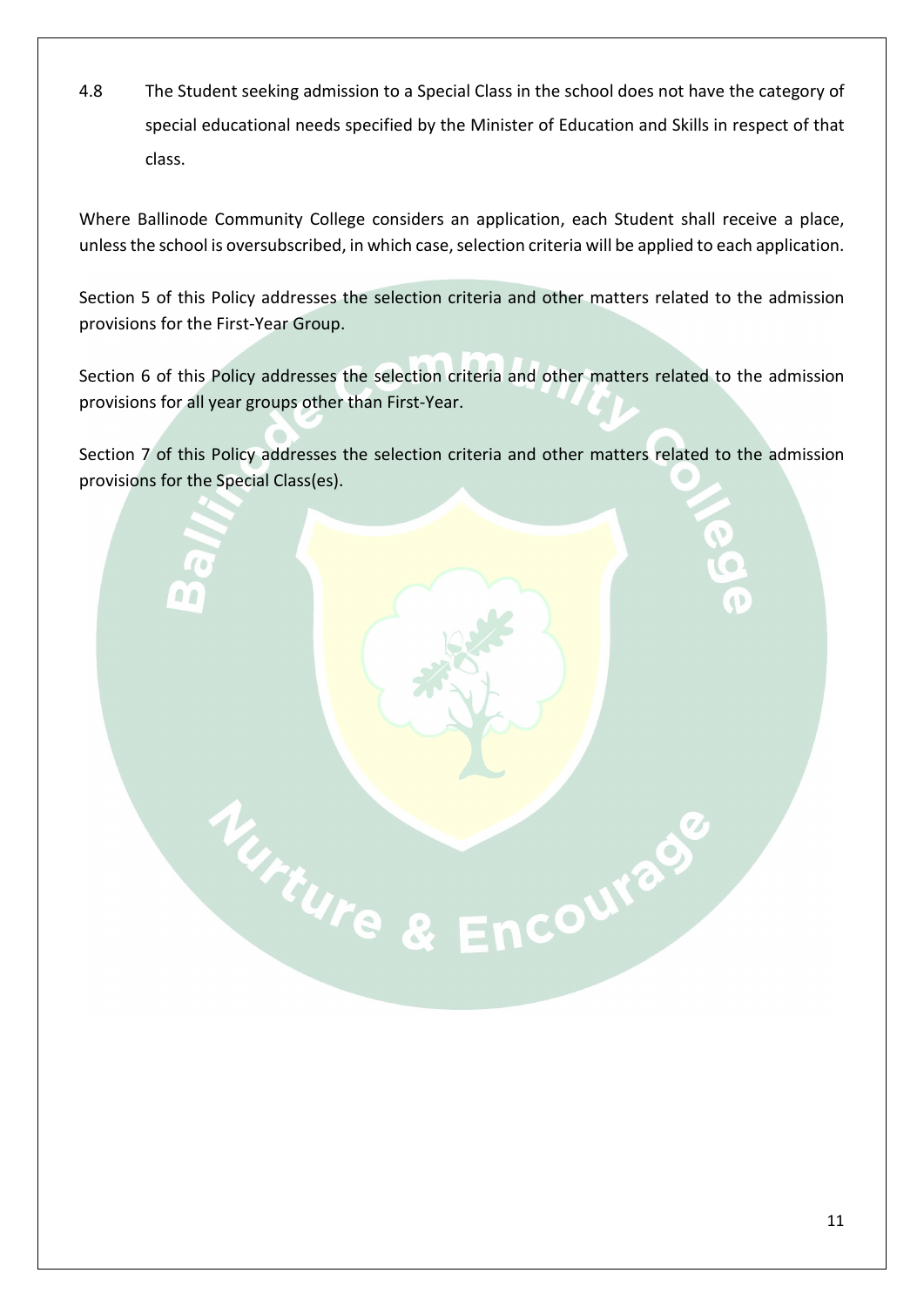4.8 The Student seeking admission to a Special Class in the school does not have the category of special educational needs specified by the Minister of Education and Skills in respect of that class.

Where Ballinode Community College considers an application, each Student shall receive a place, unless the school is oversubscribed, in which case, selection criteria will be applied to each application.

Section 5 of this Policy addresses the selection criteria and other matters related to the admission provisions for the First-Year Group.

Section 6 of this Policy addresses the selection criteria and other matters related to the admission provisions for all year groups other than First-Year.

Section 7 of this Policy addresses the selection criteria and other matters related to the admission provisions for the Special Class(es).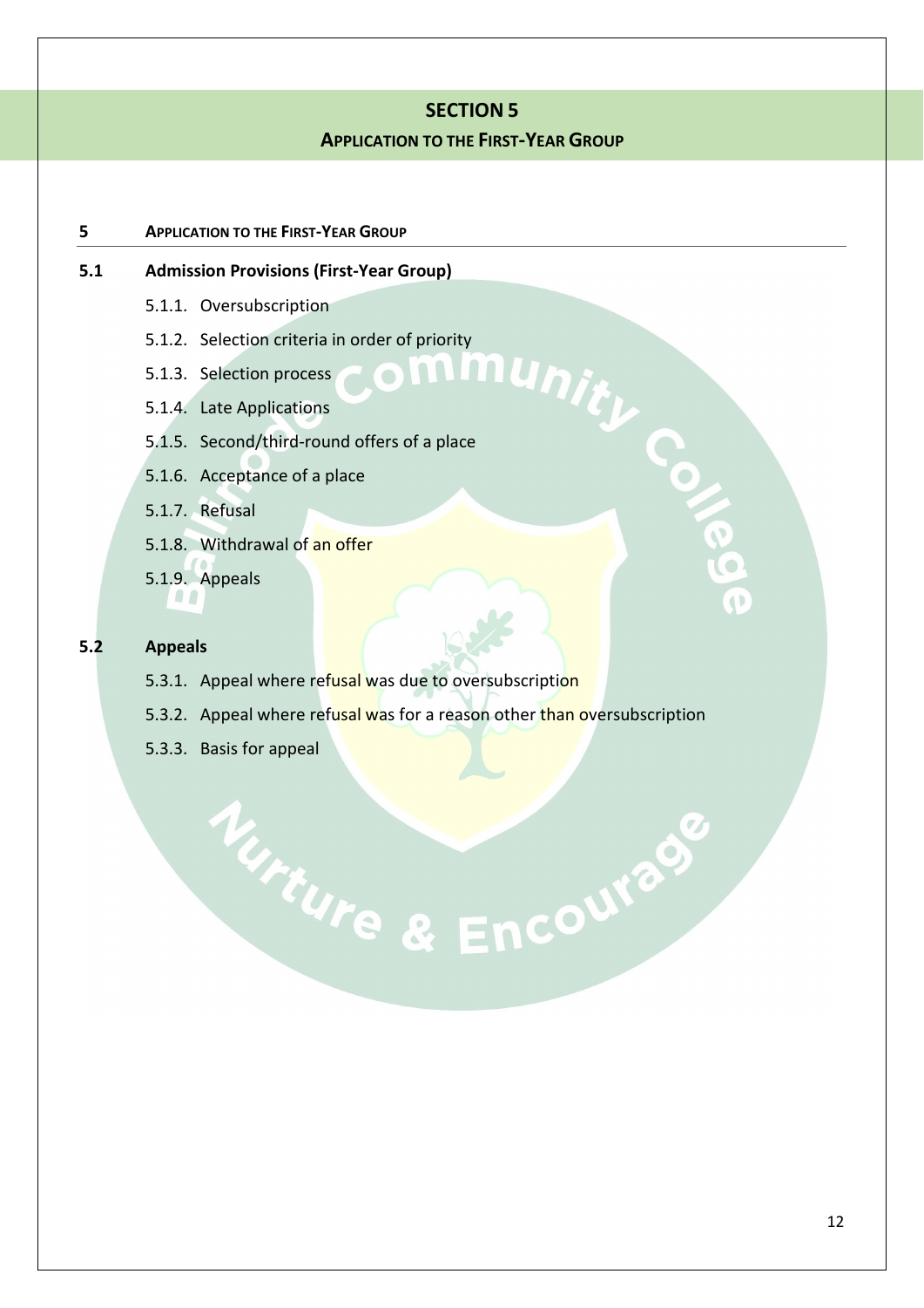# SECTION 5

## APPLICATION TO THE FIRST-YEAR GROUP

### 5 APPLICATION TO THE FIRST-YEAR GROUP

**5.1 Admission Provisions (First-Year Group)**

- 5.1.1. Oversubscription
- 5.1.2. Selection criteria in order of priority
- 5.1.3. Selection process
- 5.1.4. Late Applications
- 5.1.5. Second/third-round offers of a place
- 5.1.6. Acceptance of a place
- 5.1.7. Refusal
- 5.1.8. Withdrawal of an offer
- 5.1.9. Appeals

**5.2 Appeals**

- 5.3.1. Appeal where refusal was due to oversubscription
- 5.3.2. Appeal where refusal was for a reason other than oversubscription
- 5.3.3. Basis for appeal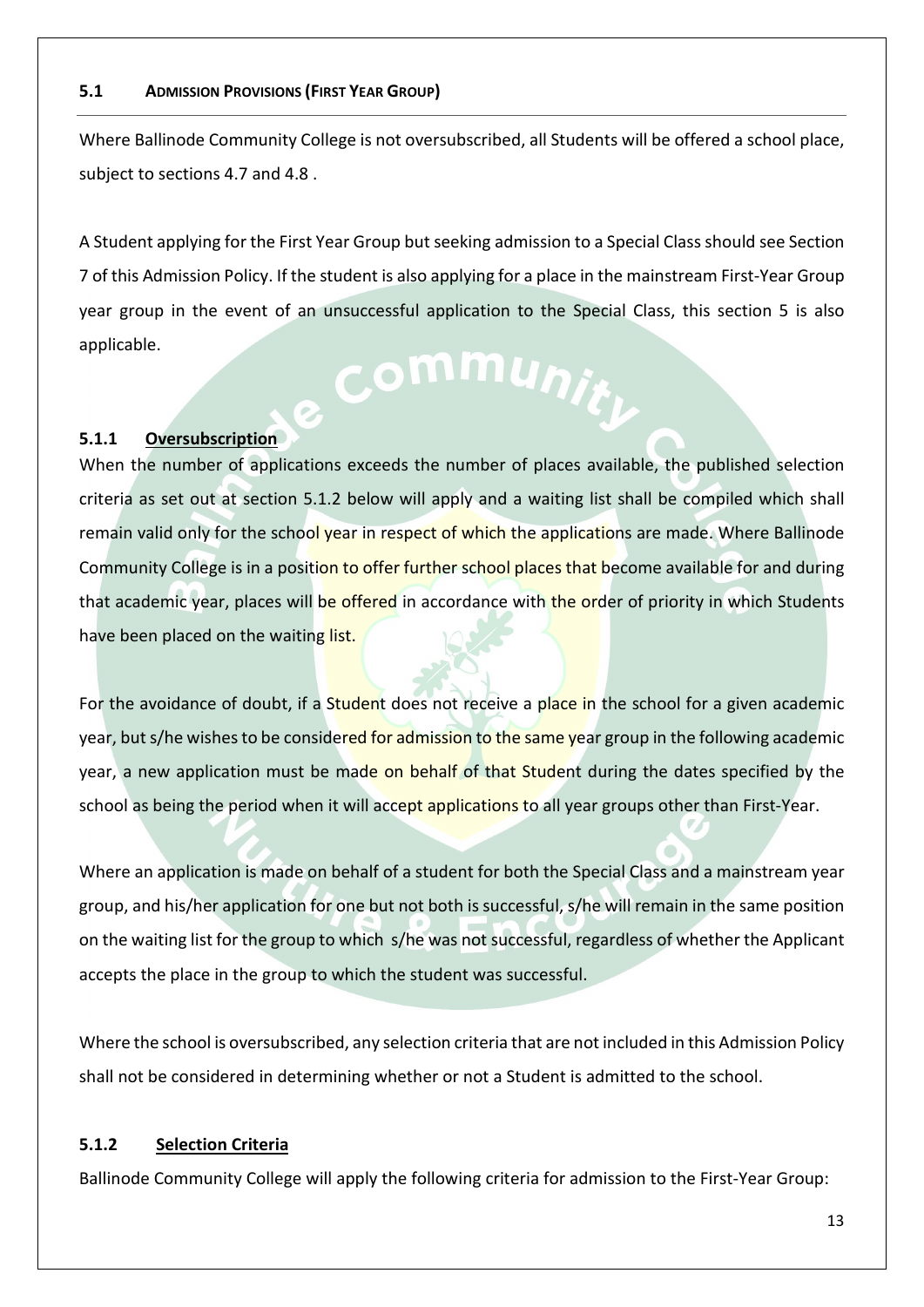### 5.1 ADMISSION PROVISIONS (FIRST YEAR GROUP)

Where Ballinode Community College is not oversubscribed, all Students will be offered a school place, subject to sections 4.7 and 4.8 .

A Student applying for the First Year Group but seeking admission to a Special Class should see Section 7 of this Admission Policy. If the student is also applying for a place in the mainstream First-Year Group year group in the event of an unsuccessful application to the Special Class, this section 5 is also applicable.

#### 5.1.1 Oversubscription

When the number of applications exceeds the number of places available, the published selection criteria as set out at section 5.1.2 below will apply and a waiting list shall be compiled which shall remain valid only for the school year in respect of which the applications are made. Where Ballinode Community College is in a position to offer further school places that become available for and during that academic year, places will be offered in accordance with the order of priority in which Students have been placed on the waiting list.

For the avoidance of doubt, if a Student does not receive a place in the school for a given academic year, but s/he wishes to be considered for admission to the same year group in the following academic year, a new application must be made on behalf of that Student during the dates specified by the school as being the period when it will accept applications to all year groups other than First-Year.

Where an application is made on behalf of a student for both the Special Class and a mainstream year group, and his/her application for one but not both is successful, s/he will remain in the same position on the waiting list for the group to which s/he was not successful, regardless of whether the Applicant accepts the place in the group to which the student was successful.

Where the school is oversubscribed, any selection criteria that are not included in this Admission Policy shall not be considered in determining whether or not a Student is admitted to the school.

#### 5.1.2 Selection Criteria

Ballinode Community College will apply the following criteria for admission to the First-Year Group: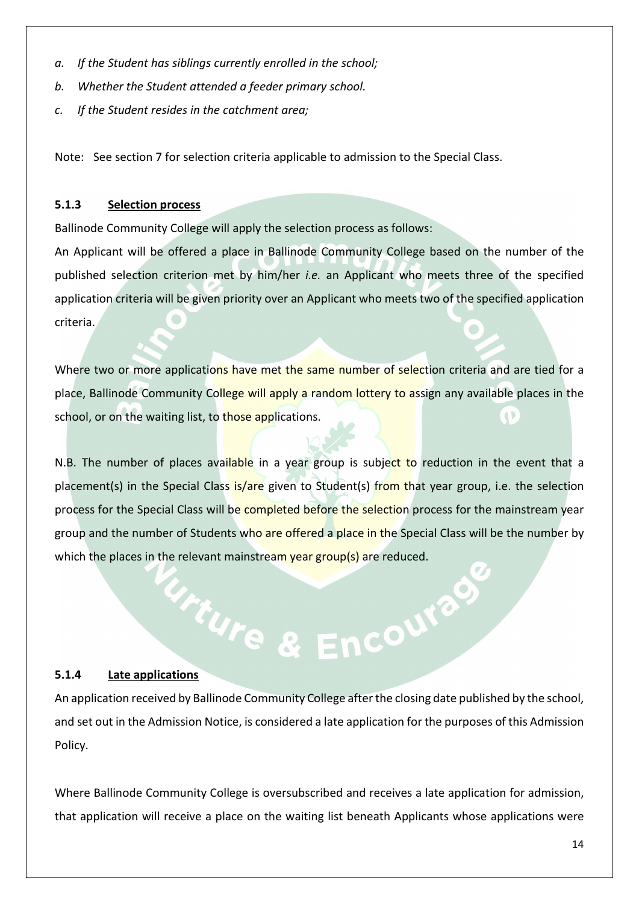*a. If the Student has siblings currently enrolled in the school;*

*b. Whether the Student attended a feeder primary school.*

*c. If the Student resides in the catchment area;*

Note: See section 7 for selection criteria applicable to admission to the Special Class.

#### 5.1.3 Selection process

Ballinode Community College will apply the selection process as follows:

An Applicant will be offered a place in Ballinode Community College based on the number of the published selection criterion met by him/her *i.e.* an Applicant who meets three of the specified application criteria will be given priority over an Applicant who meets two of the specified application criteria.

Where two or more applications have met the same number of selection criteria and are tied for a place, Ballinode Community College will apply a random lottery to assign any available places in the school, or on the waiting list, to those applications.

N.B. The number of places available in a year group is subject to reduction in the event that a placement(s) in the Special Class is/are given to Student(s) from that year group, i.e. the selection process for the Special Class will be completed before the selection process for the mainstream year group and the number of Students who are offered a place in the Special Class will be the number by which the places in the relevant mainstream year group(s) are reduced.

#### 5.1.4 Late applications

An application received by Ballinode Community College after the closing date published by the school, and set out in the Admission Notice, is considered a late application for the purposes of this Admission Policy.

Where Ballinode Community College is oversubscribed and receives a late application for admission, that application will receive a place on the waiting list beneath Applicants whose applications were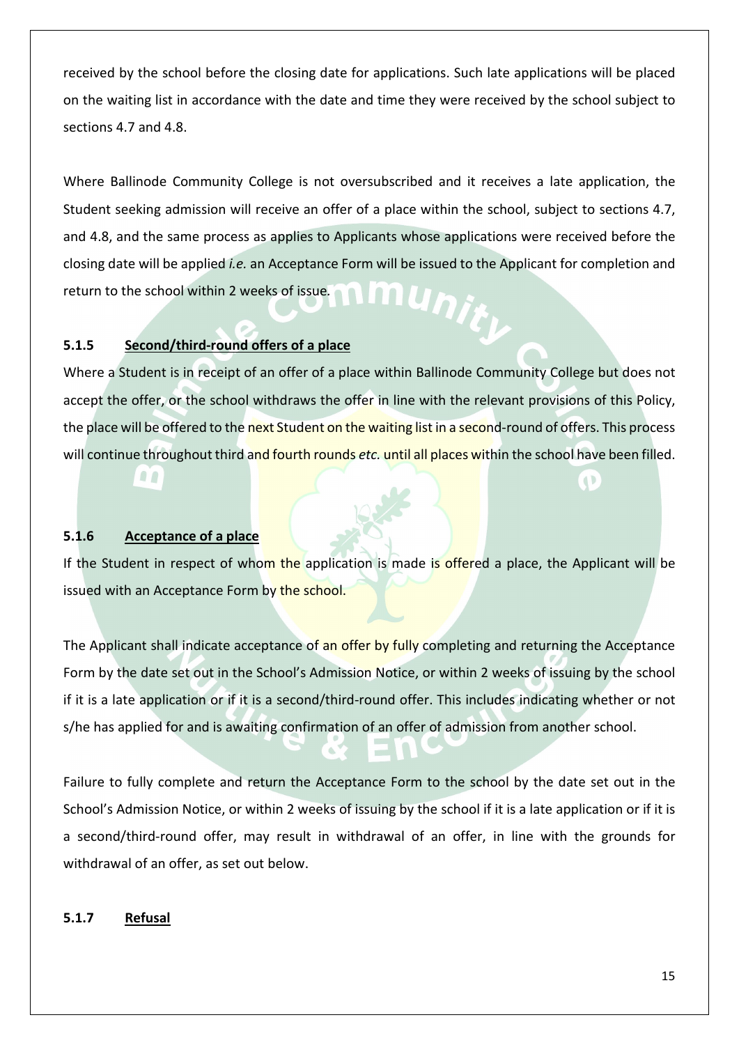received by the school before the closing date for applications. Such late applications will be placed on the waiting list in accordance with the date and time they were received by the school subject to sections 4.7 and 4.8.

Where Ballinode Community College is not oversubscribed and it receives a late application, the Student seeking admission will receive an offer of a place within the school, subject to sections 4.7, and 4.8, and the same process as applies to Applicants whose applications were received before the closing date will be applied *i.e.* an Acceptance Form will be issued to the Applicant for completion and return to the school within 2 weeks of issue.

### 5.1.5 Second/third-round offers of a place

Where a Student is in receipt of an offer of a place within Ballinode Community College but does not accept the offer, or the school withdraws the offer in line with the relevant provisions of this Policy, the place will be offered to the next Student on the waiting list in a second-round of offers. This process will continue throughout third and fourth rounds *etc.* until all places within the school have been filled.

### 5.1.6 Acceptance of a place

If the Student in respect of whom the application is made is offered a place, the Applicant will be issued with an Acceptance Form by the school.

The Applicant shall indicate acceptance of an offer by fully completing and returning the Acceptance Form by the date set out in the School's Admission Notice, or within 2 weeks of issuing by the school if it is a late application or if it is a second/third-round offer. This includes indicating whether or not s/he has applied for and is awaiting confirmation of an offer of admission from another school.

Failure to fully complete and return the Acceptance Form to the school by the date set out in the School's Admission Notice, or within 2 weeks of issuing by the school if it is a late application or if it is a second/third-round offer, may result in withdrawal of an offer, in line with the grounds for withdrawal of an offer, as set out below.

### 5.1.7 Refusal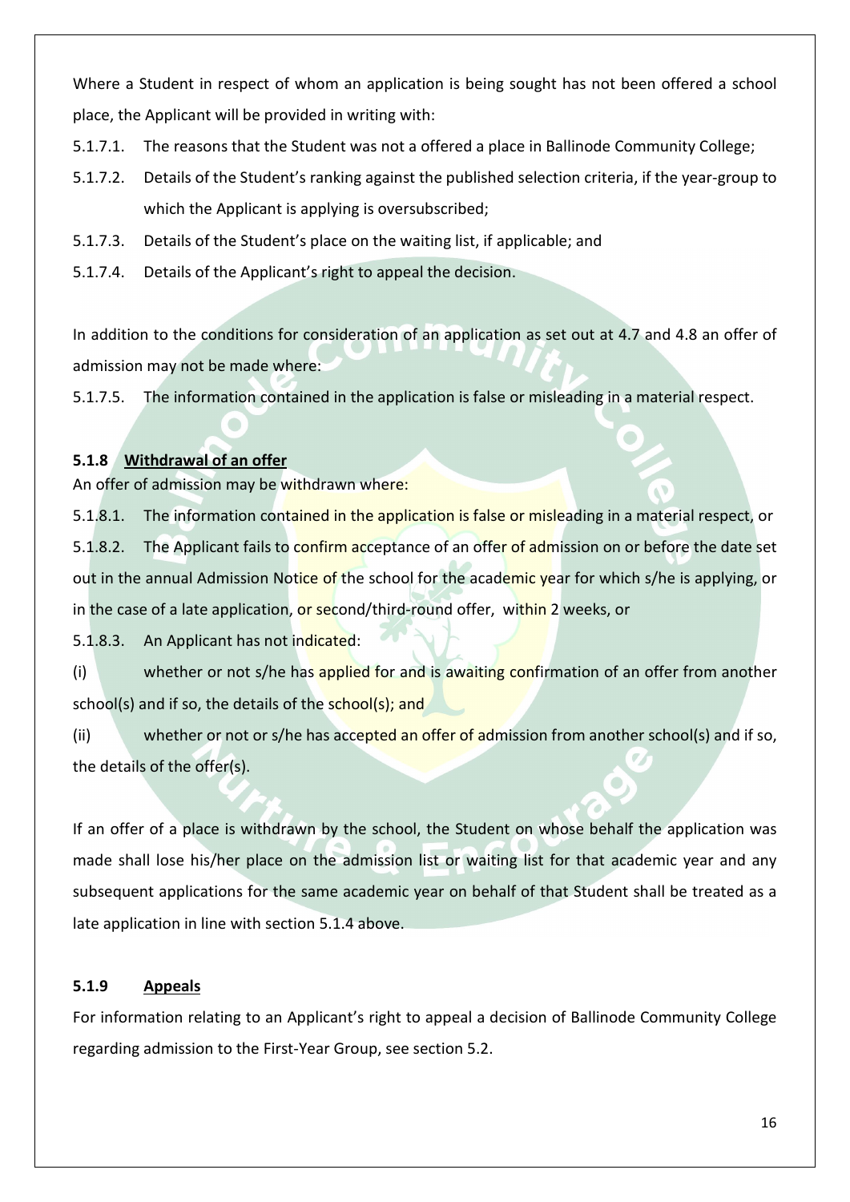Where a Student in respect of whom an application is being sought has not been offered a school place, the Applicant will be provided in writing with:

5.1.7.1. The reasons that the Student was not a offered a place in Ballinode Community College;

5.1.7.2. Details of the Student's ranking against the published selection criteria, if the year-group to which the Applicant is applying is oversubscribed;

5.1.7.3. Details of the Student's place on the waiting list, if applicable; and

5.1.7.4. Details of the Applicant's right to appeal the decision.

In addition to the conditions for consideration of an application as set out at 4.7 and 4.8 an offer of admission may not be made where:

5.1.7.5. The information contained in the application is false or misleading in a material respect.

### 5.1.8 Withdrawal of an offer

An offer of admission may be withdrawn where:

5.1.8.1. The information contained in the application is false or misleading in a material respect, or

5.1.8.2. The Applicant fails to confirm acceptance of an offer of admission on or before the date set out in the annual Admission Notice of the school for the academic year for which s/he is applying, or in the case of a late application, or second/third-round offer, within 2 weeks, or

5.1.8.3. An Applicant has not indicated:

(i) whether or not s/he has applied for and is awaiting confirmation of an offer from another school(s) and if so, the details of the school(s); and

(ii) whether or not or s/he has accepted an offer of admission from another school(s) and if so, the details of the offer(s).

If an offer of a place is withdrawn by the school, the Student on whose behalf the application was made shall lose his/her place on the admission list or waiting list for that academic year and any subsequent applications for the same academic year on behalf of that Student shall be treated as a late application in line with section 5.1.4 above.

### 5.1.9 Appeals

For information relating to an Applicant's right to appeal a decision of Ballinode Community College regarding admission to the First-Year Group, see section 5.2.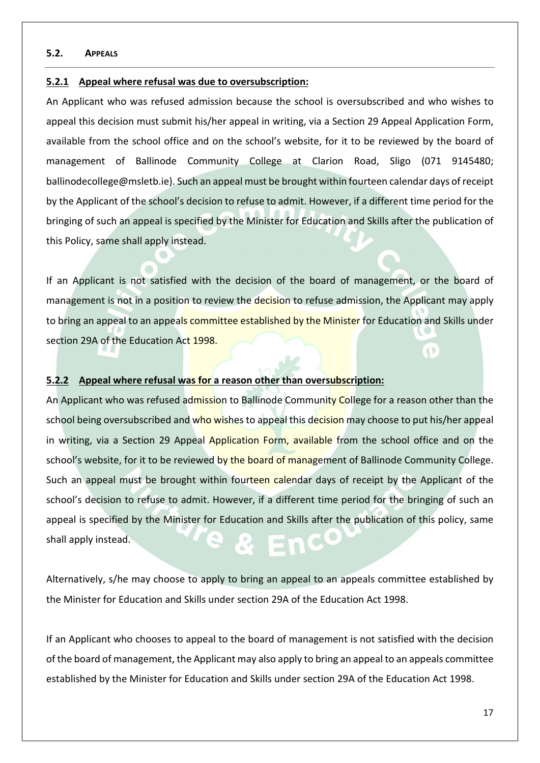## 5.2. Appeals

### 5.2.1 Appeal where refusal was due to oversubscription:

An Applicant who was refused admission because the school is oversubscribed and who wishes to appeal this decision must submit his/her appeal in writing, via a Section 29 Appeal Application Form, available from the school office and on the school's website, for it to be reviewed by the board of management of Ballinode Community College at Clarion Road, Sligo (071 9145480; ballinodecollege@msletb.ie). Such an appeal must be brought within fourteen calendar days of receipt by the Applicant of the school's decision to refuse to admit. However, if a different time period for the bringing of such an appeal is specified by the Minister for Education and Skills after the publication of this Policy, same shall apply instead.

If an Applicant is not satisfied with the decision of the board of management, or the board of management is not in a position to review the decision to refuse admission, the Applicant may apply to bring an appeal to an appeals committee established by the Minister for Education and Skills under section 29A of the Education Act 1998.

### 5.2.2 Appeal where refusal was for a reason other than oversubscription:

An Applicant who was refused admission to Ballinode Community College for a reason other than the school being oversubscribed and who wishes to appeal this decision may choose to put his/her appeal in writing, via a Section 29 Appeal Application Form, available from the school office and on the school's website, for it to be reviewed by the board of management of Ballinode Community College. Such an appeal must be brought within fourteen calendar days of receipt by the Applicant of the school's decision to refuse to admit. However, if a different time period for the bringing of such an appeal is specified by the Minister for Education and Skills after the publication of this policy, same shall apply instead.

Alternatively, s/he may choose to apply to bring an appeal to an appeals committee established by the Minister for Education and Skills under section 29A of the Education Act 1998.

If an Applicant who chooses to appeal to the board of management is not satisfied with the decision of the board of management, the Applicant may also apply to bring an appeal to an appeals committee established by the Minister for Education and Skills under section 29A of the Education Act 1998.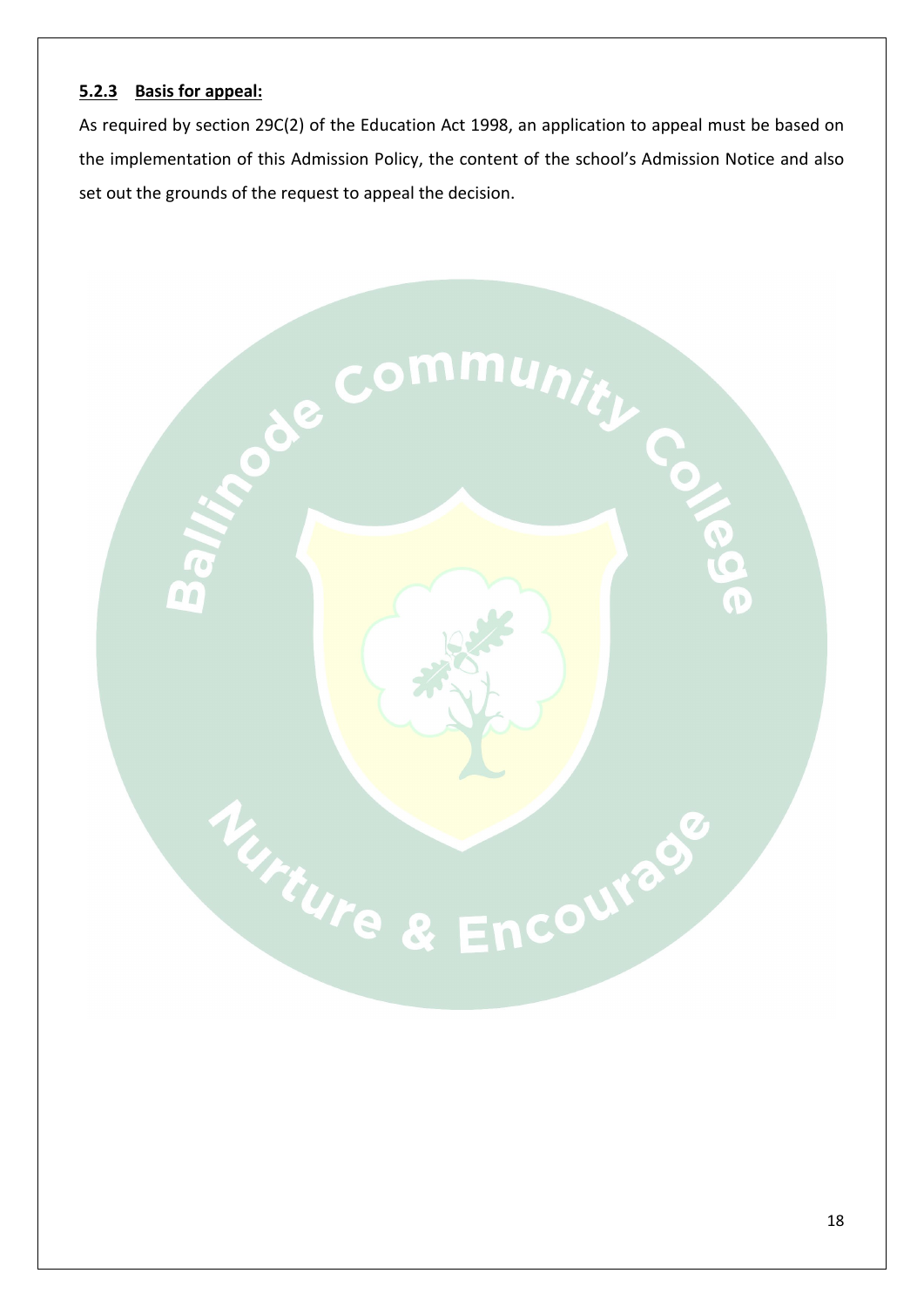#### 5.2.3 Basis for appeal:

As required by section 29C(2) of the Education Act 1998, an application to appeal must be based on the implementation of this Admission Policy, the content of the school's Admission Notice and also set out the grounds of the request to appeal the decision.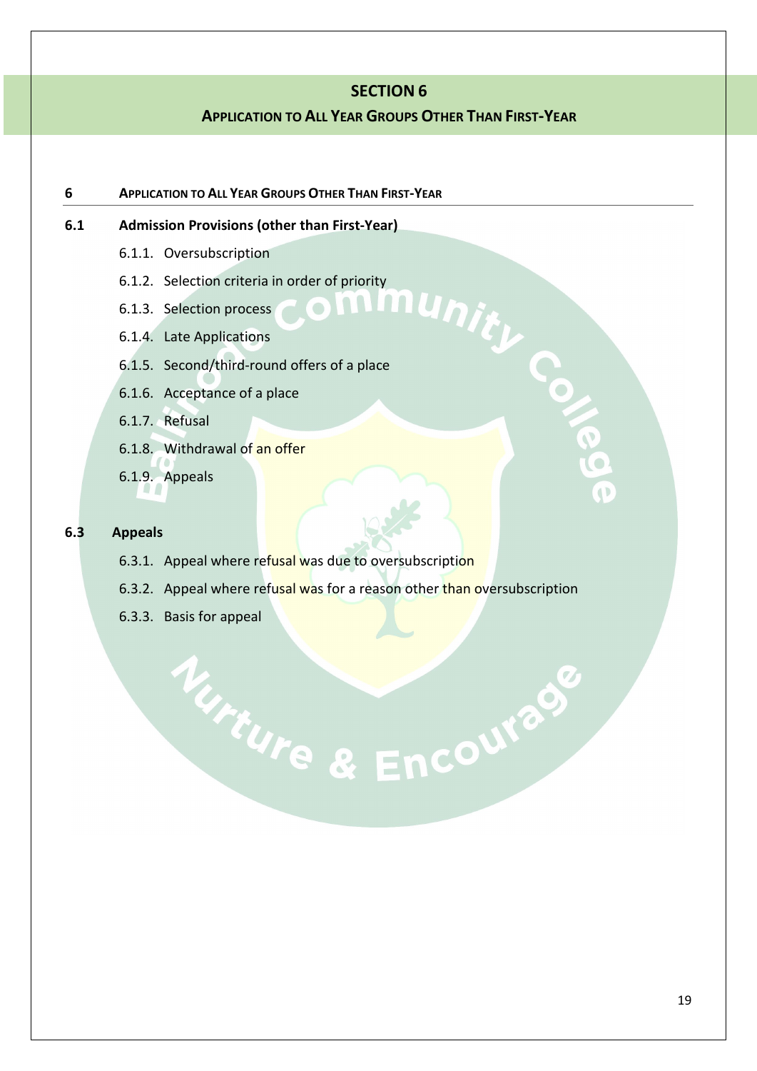# SECTION 6

## APPLICATION TO ALL YEAR GROUPS OTHER THAN FIRST-YEAR

### 6 APPLICATION TO ALL YEAR GROUPS OTHER THAN FIRST-YEAR

### 6.1 Admission Provisions (other than First-Year)

- 6.1.1. Oversubscription
- 6.1.2. Selection criteria in order of priority
- 6.1.3. Selection process
- 6.1.4. Late Applications
- 6.1.5. Second/third-round offers of a place
- 6.1.6. Acceptance of a place
- 6.1.7. Refusal
- 6.1.8. Withdrawal of an offer
- 6.1.9. Appeals

### 6.3 Appeals

- 6.3.1. Appeal where refusal was due to oversubscription
- 6.3.2. Appeal where refusal was for a reason other than oversubscription
- 6.3.3. Basis for appeal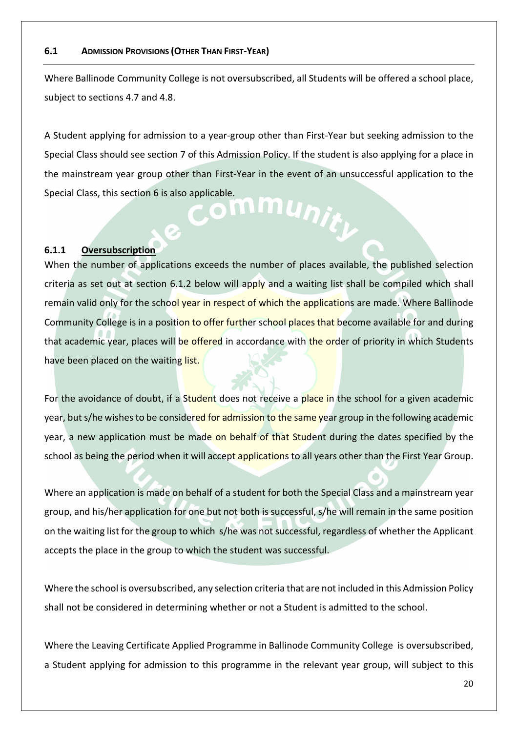## 6.1 Admission Provisions (Other Than First-Year)

Where Ballinode Community College is not oversubscribed, all Students will be offered a school place, subject to sections 4.7 and 4.8.

A Student applying for admission to a year-group other than First-Year but seeking admission to the Special Class should see section 7 of this Admission Policy. If the student is also applying for a place in the mainstream year group other than First-Year in the event of an unsuccessful application to the Special Class, this section 6 is also applicable.

### 6.1.1 Oversubscription

When the number of applications exceeds the number of places available, the published selection criteria as set out at section 6.1.2 below will apply and a waiting list shall be compiled which shall remain valid only for the school year in respect of which the applications are made. Where Ballinode Community College is in a position to offer further school places that become available for and during that academic year, places will be offered in accordance with the order of priority in which Students have been placed on the waiting list.

For the avoidance of doubt, if a Student does not receive a place in the school for a given academic year, but s/he wishes to be considered for admission to the same year group in the following academic year, a new application must be made on behalf of that Student during the dates specified by the school as being the period when it will accept applications to all years other than the First Year Group.

Where an application is made on behalf of a student for both the Special Class and a mainstream year group, and his/her application for one but not both is successful, s/he will remain in the same position on the waiting list for the group to which s/he was not successful, regardless of whether the Applicant accepts the place in the group to which the student was successful.

Where the school is oversubscribed, any selection criteria that are not included in this Admission Policy shall not be considered in determining whether or not a Student is admitted to the school.

Where the Leaving Certificate Applied Programme in Ballinode Community College is oversubscribed, a Student applying for admission to this programme in the relevant year group, will subject to this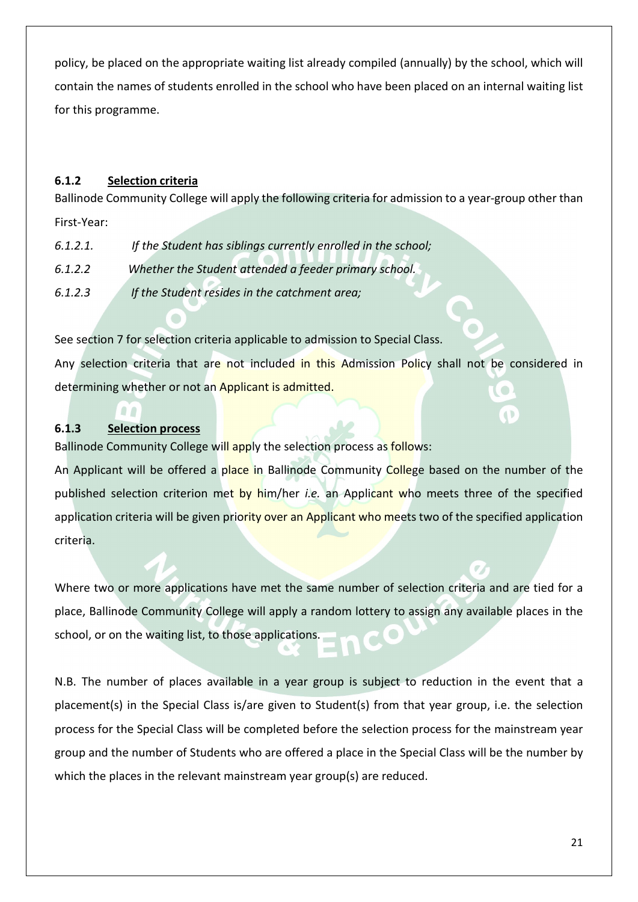policy, be placed on the appropriate waiting list already compiled (annually) by the school, which will contain the names of students enrolled in the school who have been placed on an internal waiting list for this programme.

#### 6.1.2 Selection criteria

Ballinode Community College will apply the following criteria for admission to a year-group other than First-Year:

*6.1.2.1. If the Student has siblings currently enrolled in the school;*

*6.1.2.2 Whether the Student attended a feeder primary school.*

*6.1.2.3 If the Student resides in the catchment area;*

See section 7 for selection criteria applicable to admission to Special Class.

Any selection criteria that are not included in this Admission Policy shall not be considered in determining whether or not an Applicant is admitted.

#### 6.1.3 Selection process

Ballinode Community College will apply the selection process as follows:

An Applicant will be offered a place in Ballinode Community College based on the number of the published selection criterion met by him/her *i.e.* an Applicant who meets three of the specified application criteria will be given priority over an Applicant who meets two of the specified application criteria.

Where two or more applications have met the same number of selection criteria and are tied for a place, Ballinode Community College will apply a random lottery to assign any available places in the school, or on the waiting list, to those applications.

N.B. The number of places available in a year group is subject to reduction in the event that a placement(s) in the Special Class is/are given to Student(s) from that year group, i.e. the selection process for the Special Class will be completed before the selection process for the mainstream year group and the number of Students who are offered a place in the Special Class will be the number by which the places in the relevant mainstream year group(s) are reduced.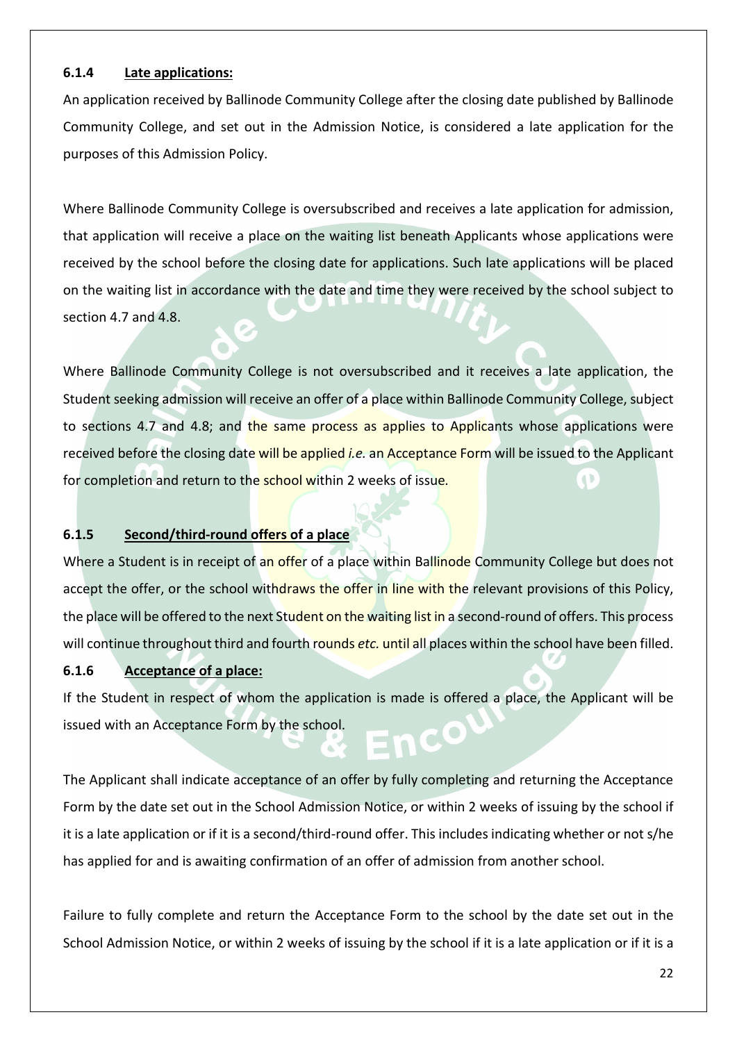#### 6.1.4 Late applications:

An application received by Ballinode Community College after the closing date published by Ballinode Community College, and set out in the Admission Notice, is considered a late application for the purposes of this Admission Policy.

Where Ballinode Community College is oversubscribed and receives a late application for admission, that application will receive a place on the waiting list beneath Applicants whose applications were received by the school before the closing date for applications. Such late applications will be placed on the waiting list in accordance with the date and time they were received by the school subject to section 4.7 and 4.8.

Where Ballinode Community College is not oversubscribed and it receives a late application, the Student seeking admission will receive an offer of a place within Ballinode Community College, subject to sections 4.7 and 4.8; and the same process as applies to Applicants whose applications were received before the closing date will be applied *i.e.* an Acceptance Form will be issued to the Applicant for completion and return to the school within 2 weeks of issue.

#### 6.1.5 Second/third-round offers of a place

Where a Student is in receipt of an offer of a place within Ballinode Community College but does not accept the offer, or the school withdraws the offer in line with the relevant provisions of this Policy, the place will be offered to the next Student on the waiting list in a second-round of offers. This process will continue throughout third and fourth rounds *etc.* until all places within the school have been filled.

#### 6.1.6 Acceptance of a place:

If the Student in respect of whom the application is made is offered a place, the Applicant will be issued with an Acceptance Form by the school.

The Applicant shall indicate acceptance of an offer by fully completing and returning the Acceptance Form by the date set out in the School Admission Notice, or within 2 weeks of issuing by the school if it is a late application or if it is a second/third-round offer. This includes indicating whether or not s/he has applied for and is awaiting confirmation of an offer of admission from another school.

Failure to fully complete and return the Acceptance Form to the school by the date set out in the School Admission Notice, or within 2 weeks of issuing by the school if it is a late application or if it is a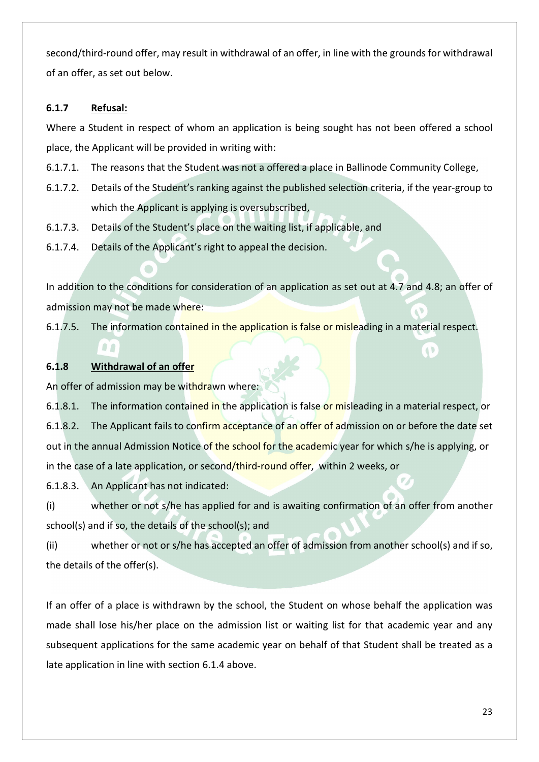second/third-round offer, may result in withdrawal of an offer, in line with the grounds for withdrawal of an offer, as set out below.

### 6.1.7 Refusal:

Where a Student in respect of whom an application is being sought has not been offered a school place, the Applicant will be provided in writing with:

6.1.7.1. The reasons that the Student was not a offered a place in Ballinode Community College,

6.1.7.2. Details of the Student's ranking against the published selection criteria, if the year-group to which the Applicant is applying is oversubscribed,

6.1.7.3. Details of the Student's place on the waiting list, if applicable, and

6.1.7.4. Details of the Applicant's right to appeal the decision.

In addition to the conditions for consideration of an application as set out at 4.7 and 4.8; an offer of admission may not be made where:

6.1.7.5. The information contained in the application is false or misleading in a material respect.

### 6.1.8 Withdrawal of an offer

An offer of admission may be withdrawn where:

6.1.8.1. The information contained in the application is false or misleading in a material respect, or

6.1.8.2. The Applicant fails to confirm acceptance of an offer of admission on or before the date set out in the annual Admission Notice of the school for the academic year for which s/he is applying, or in the case of a late application, or second/third-round offer, within 2 weeks, or

6.1.8.3. An Applicant has not indicated:

(i) whether or not s/he has applied for and is awaiting confirmation of an offer from another school(s) and if so, the details of the school(s); and

(ii) whether or not or s/he has accepted an offer of admission from another school(s) and if so, the details of the offer(s).

If an offer of a place is withdrawn by the school, the Student on whose behalf the application was made shall lose his/her place on the admission list or waiting list for that academic year and any subsequent applications for the same academic year on behalf of that Student shall be treated as a late application in line with section 6.1.4 above.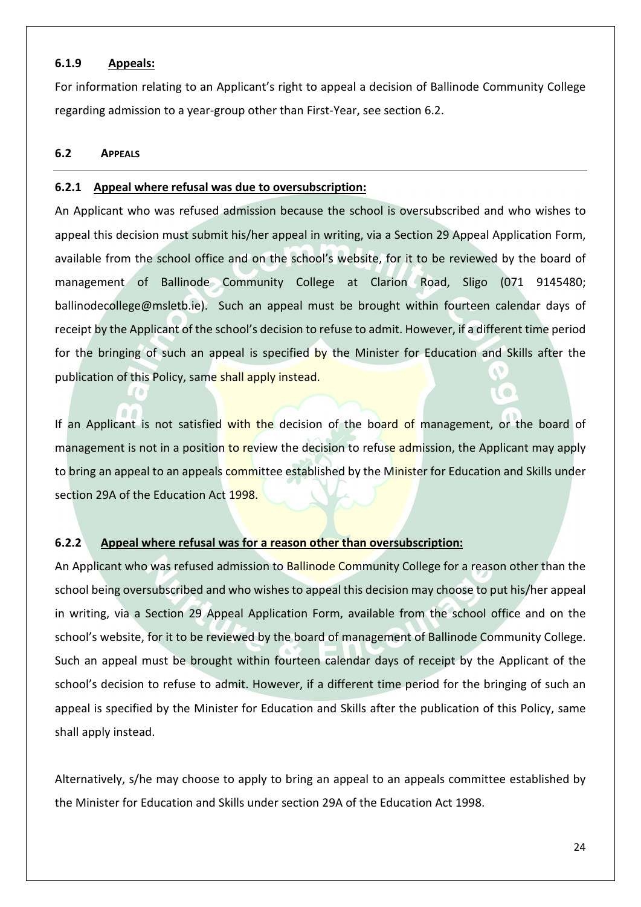#### 6.1.9 Appeals:

For information relating to an Applicant's right to appeal a decision of Ballinode Community College regarding admission to a year-group other than First-Year, see section 6.2.

### 6.2 APPEALS

#### 6.2.1 Appeal where refusal was due to oversubscription:

An Applicant who was refused admission because the school is oversubscribed and who wishes to appeal this decision must submit his/her appeal in writing, via a Section 29 Appeal Application Form, available from the school office and on the school's website, for it to be reviewed by the board of management of Ballinode Community College at Clarion Road, Sligo (071 9145480; ballinodecollege@msletb.ie). Such an appeal must be brought within fourteen calendar days of receipt by the Applicant of the school's decision to refuse to admit. However, if a different time period for the bringing of such an appeal is specified by the Minister for Education and Skills after the publication of this Policy, same shall apply instead.

If an Applicant is not satisfied with the decision of the board of management, or the board of management is not in a position to review the decision to refuse admission, the Applicant may apply to bring an appeal to an appeals committee established by the Minister for Education and Skills under section 29A of the Education Act 1998.

#### 6.2.2 Appeal where refusal was for a reason other than oversubscription:

An Applicant who was refused admission to Ballinode Community College for a reason other than the school being oversubscribed and who wishes to appeal this decision may choose to put his/her appeal in writing, via a Section 29 Appeal Application Form, available from the school office and on the school's website, for it to be reviewed by the board of management of Ballinode Community College. Such an appeal must be brought within fourteen calendar days of receipt by the Applicant of the school's decision to refuse to admit. However, if a different time period for the bringing of such an appeal is specified by the Minister for Education and Skills after the publication of this Policy, same shall apply instead.

Alternatively, s/he may choose to apply to bring an appeal to an appeals committee established by the Minister for Education and Skills under section 29A of the Education Act 1998.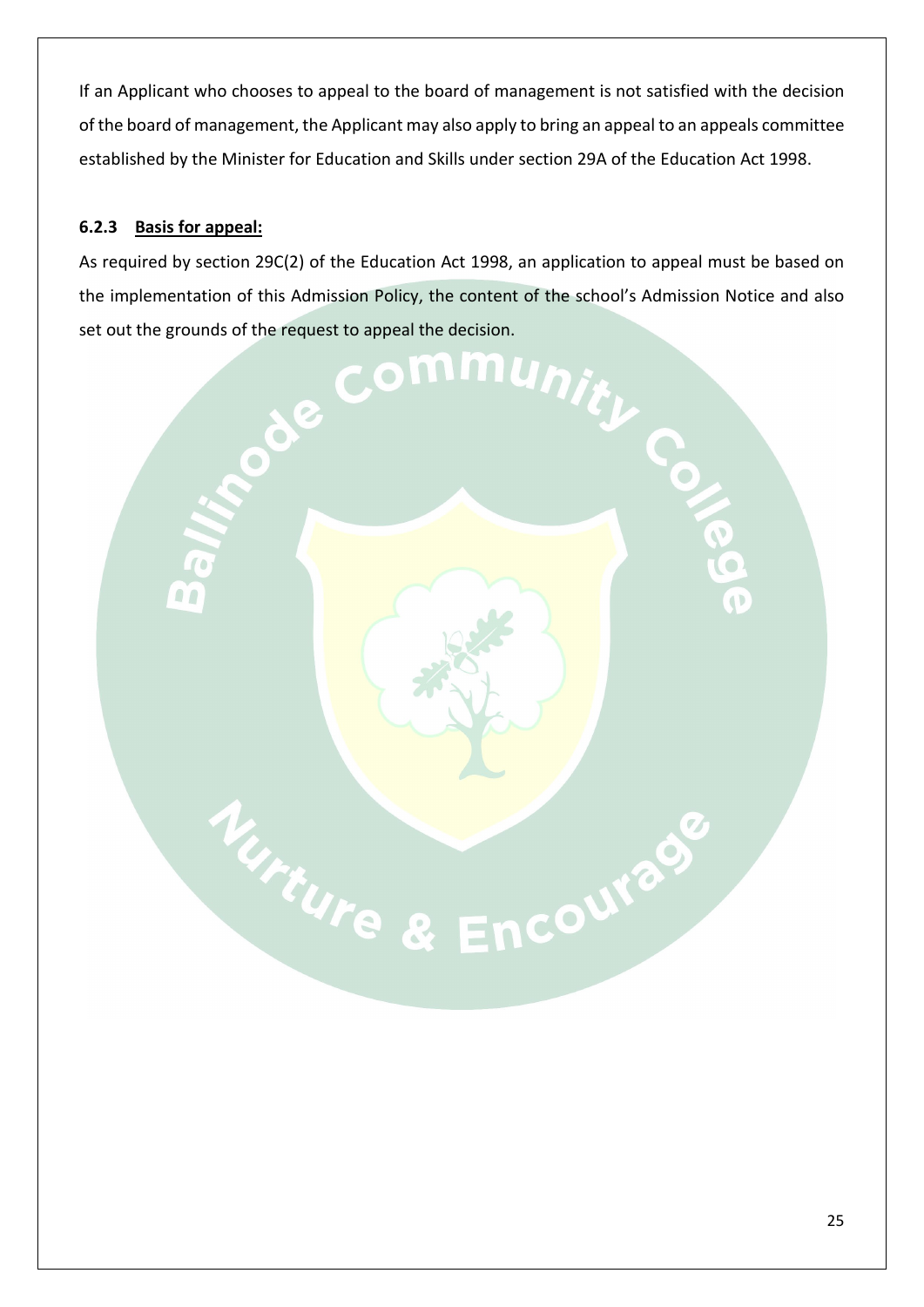If an Applicant who chooses to appeal to the board of management is not satisfied with the decision of the board of management, the Applicant may also apply to bring an appeal to an appeals committee established by the Minister for Education and Skills under section 29A of the Education Act 1998.

#### 6.2.3 **Basis for appeal:**

As required by section 29C(2) of the Education Act 1998, an application to appeal must be based on the implementation of this Admission Policy, the content of the school's Admission Notice and also set out the grounds of the request to appeal the decision.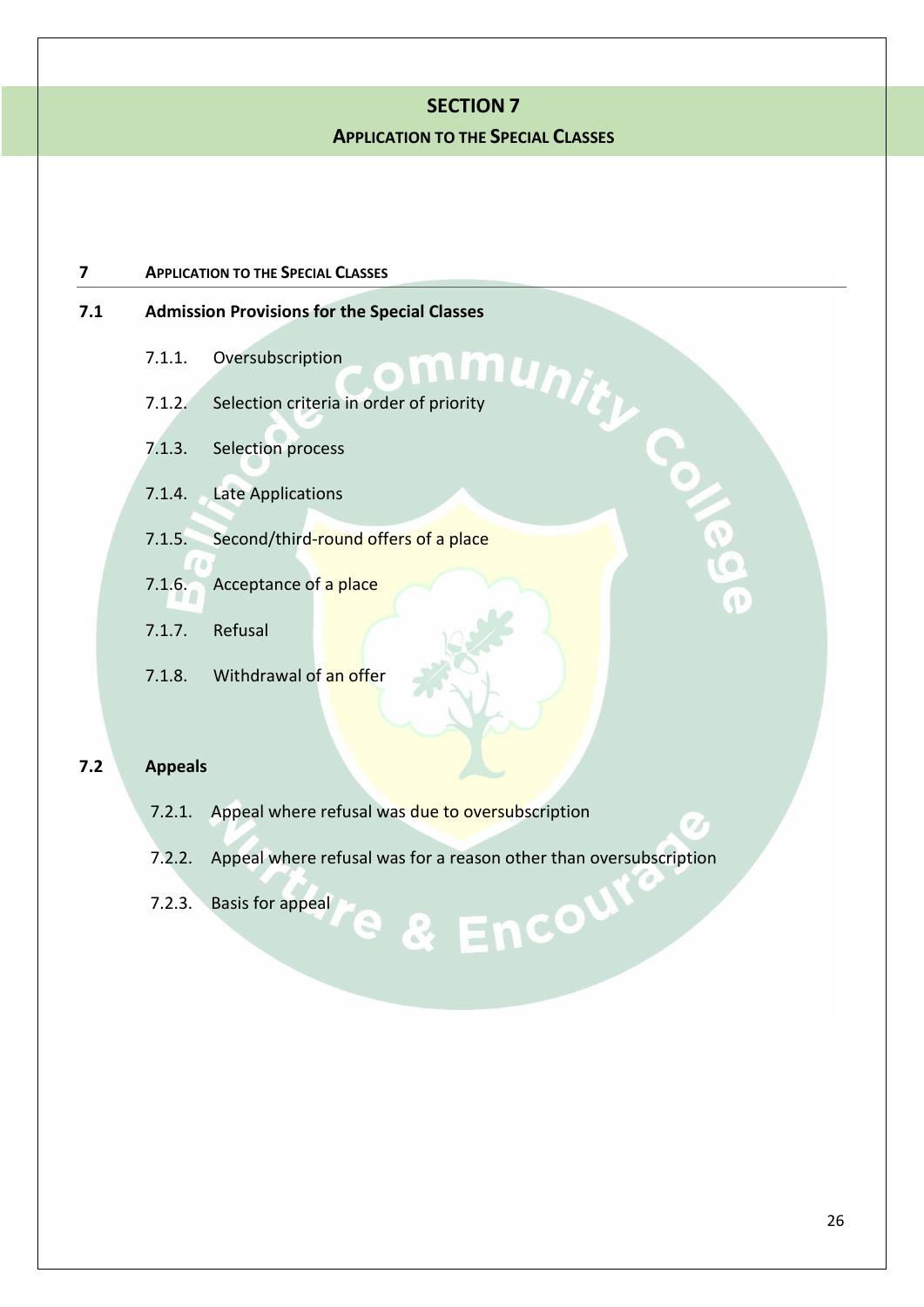# SECTION 7

## Application to the Special Classes

## 7 Application to the Special Classes

### 7.1 Admission Provisions for the Special Classes

7.1.1. Oversubscription

7.1.2. Selection criteria in order of priority

7.1.3. Selection process

7.1.4. Late Applications

7.1.5. Second/third-round offers of a place

7.1.6. Acceptance of a place

7.1.7. Refusal

7.1.8. Withdrawal of an offer

### 7.2 Appeals

7.2.1. Appeal where refusal was due to oversubscription

7.2.2. Appeal where refusal was for a reason other than oversubscription

7.2.3. Basis for appeal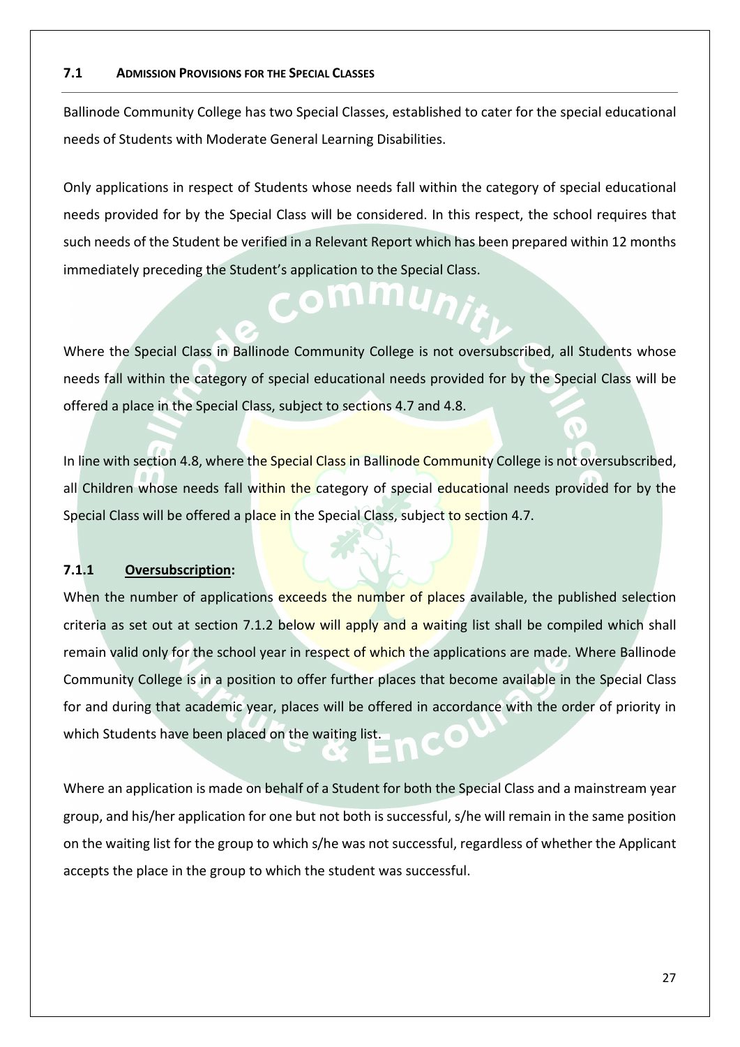### 7.1 ADMISSION PROVISIONS FOR THE SPECIAL CLASSES

Ballinode Community College has two Special Classes, established to cater for the special educational needs of Students with Moderate General Learning Disabilities.

Only applications in respect of Students whose needs fall within the category of special educational needs provided for by the Special Class will be considered. In this respect, the school requires that such needs of the Student be verified in a Relevant Report which has been prepared within 12 months immediately preceding the Student's application to the Special Class.

Where the Special Class in Ballinode Community College is not oversubscribed, all Students whose needs fall within the category of special educational needs provided for by the Special Class will be offered a place in the Special Class, subject to sections 4.7 and 4.8.

In line with section 4.8, where the Special Class in Ballinode Community College is not oversubscribed, all Children whose needs fall within the category of special educational needs provided for by the Special Class will be offered a place in the Special Class, subject to section 4.7.

#### 7.1.1 **Oversubscription:**

When the number of applications exceeds the number of places available, the published selection criteria as set out at section 7.1.2 below will apply and a waiting list shall be compiled which shall remain valid only for the school year in respect of which the applications are made. Where Ballinode Community College is in a position to offer further places that become available in the Special Class for and during that academic year, places will be offered in accordance with the order of priority in which Students have been placed on the waiting list.

Where an application is made on behalf of a Student for both the Special Class and a mainstream year group, and his/her application for one but not both is successful, s/he will remain in the same position on the waiting list for the group to which s/he was not successful, regardless of whether the Applicant accepts the place in the group to which the student was successful.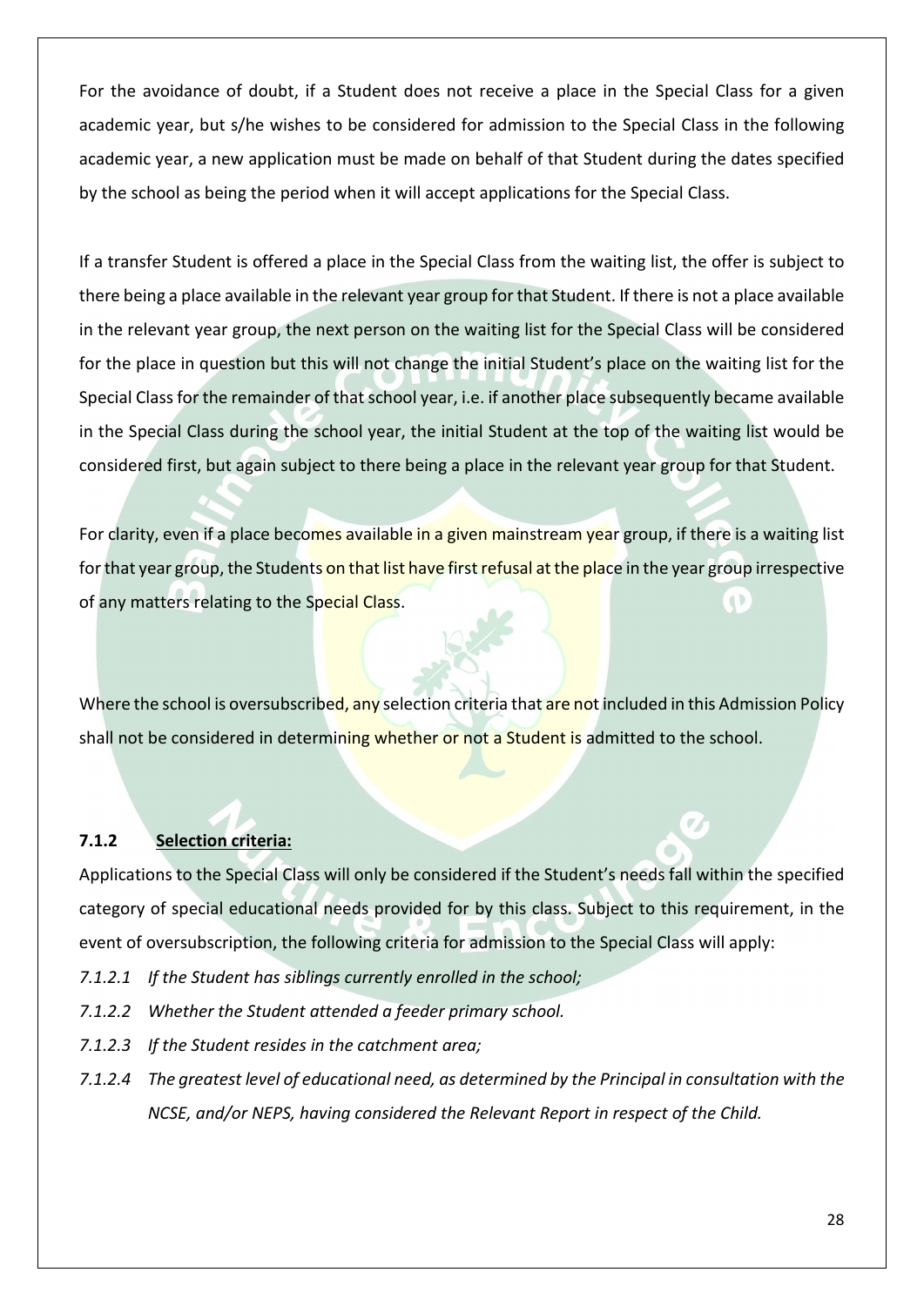For the avoidance of doubt, if a Student does not receive a place in the Special Class for a given academic year, but s/he wishes to be considered for admission to the Special Class in the following academic year, a new application must be made on behalf of that Student during the dates specified by the school as being the period when it will accept applications for the Special Class.

If a transfer Student is offered a place in the Special Class from the waiting list, the offer is subject to there being a place available in the relevant year group for that Student. If there is not a place available in the relevant year group, the next person on the waiting list for the Special Class will be considered for the place in question but this will not change the initial Student's place on the waiting list for the Special Class for the remainder of that school year, i.e. if another place subsequently became available in the Special Class during the school year, the initial Student at the top of the waiting list would be considered first, but again subject to there being a place in the relevant year group for that Student.

For clarity, even if a place becomes available in a given mainstream year group, if there is a waiting list for that year group, the Students on that list have first refusal at the place in the year group irrespective of any matters relating to the Special Class.

Where the school is oversubscribed, any selection criteria that are not included in this Admission Policy shall not be considered in determining whether or not a Student is admitted to the school.

#### 7.1.2 Selection criteria:

Applications to the Special Class will only be considered if the Student's needs fall within the specified category of special educational needs provided for by this class. Subject to this requirement, in the event of oversubscription, the following criteria for admission to the Special Class will apply:

*7.1.2.1 If the Student has siblings currently enrolled in the school;*

*7.1.2.2 Whether the Student attended a feeder primary school.*

*7.1.2.3 If the Student resides in the catchment area;*

*7.1.2.4 The greatest level of educational need, as determined by the Principal in consultation with the NCSE, and/or NEPS, having considered the Relevant Report in respect of the Child.*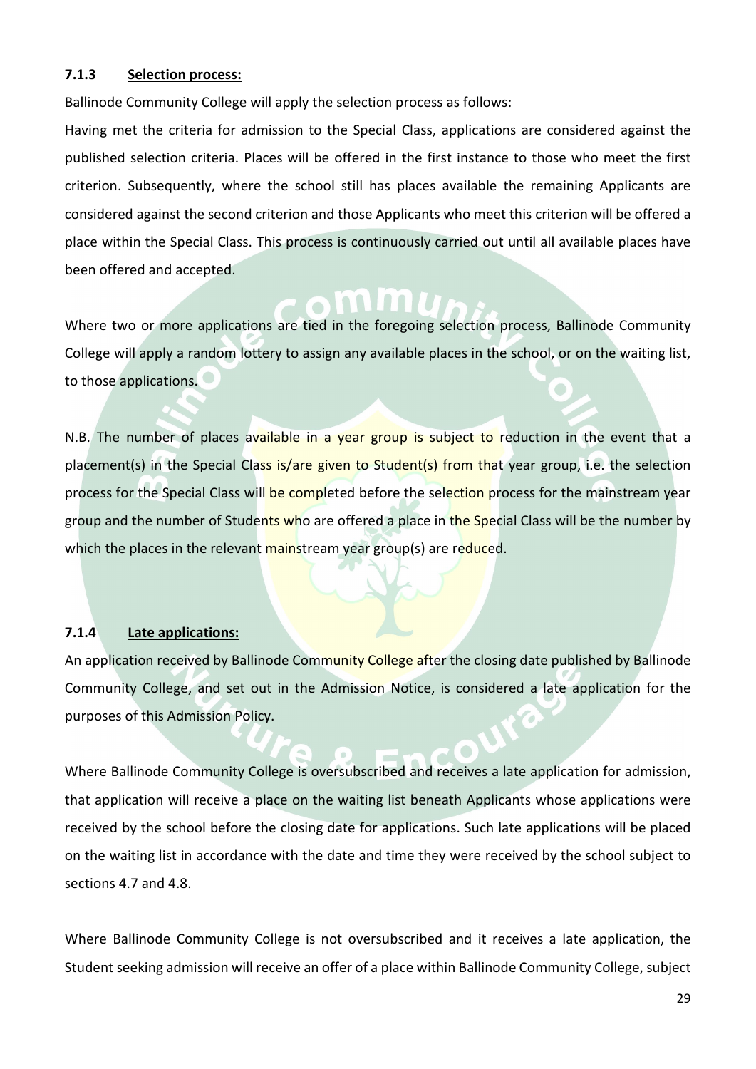#### 7.1.3 Selection process:

Ballinode Community College will apply the selection process as follows:

Having met the criteria for admission to the Special Class, applications are considered against the published selection criteria. Places will be offered in the first instance to those who meet the first criterion. Subsequently, where the school still has places available the remaining Applicants are considered against the second criterion and those Applicants who meet this criterion will be offered a place within the Special Class. This process is continuously carried out until all available places have been offered and accepted.

Where two or more applications are tied in the foregoing selection process, Ballinode Community College will apply a random lottery to assign any available places in the school, or on the waiting list, to those applications.

N.B. The number of places available in a year group is subject to reduction in the event that a placement(s) in the Special Class is/are given to Student(s) from that year group, i.e. the selection process for the Special Class will be completed before the selection process for the mainstream year group and the number of Students who are offered a place in the Special Class will be the number by which the places in the relevant mainstream year group(s) are reduced.

#### 7.1.4 Late applications:

An application received by Ballinode Community College after the closing date published by Ballinode Community College, and set out in the Admission Notice, is considered a late application for the purposes of this Admission Policy.

Where Ballinode Community College is oversubscribed and receives a late application for admission, that application will receive a place on the waiting list beneath Applicants whose applications were received by the school before the closing date for applications. Such late applications will be placed on the waiting list in accordance with the date and time they were received by the school subject to sections 4.7 and 4.8.

Where Ballinode Community College is not oversubscribed and it receives a late application, the Student seeking admission will receive an offer of a place within Ballinode Community College, subject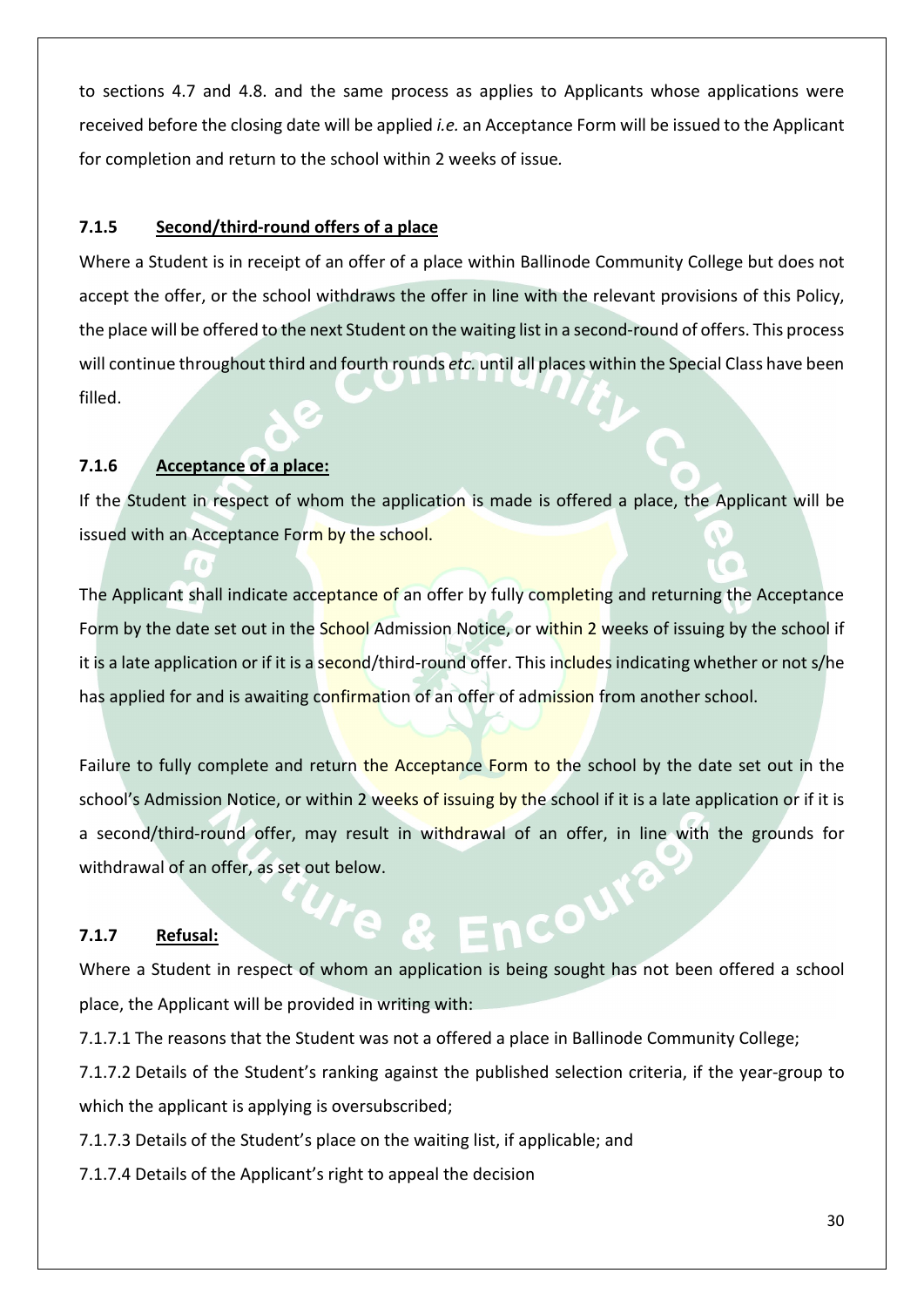to sections 4.7 and 4.8. and the same process as applies to Applicants whose applications were received before the closing date will be applied *i.e.* an Acceptance Form will be issued to the Applicant for completion and return to the school within 2 weeks of issue.

### 7.1.5 Second/third-round offers of a place

Where a Student is in receipt of an offer of a place within Ballinode Community College but does not accept the offer, or the school withdraws the offer in line with the relevant provisions of this Policy, the place will be offered to the next Student on the waiting list in a second-round of offers. This process will continue throughout third and fourth rounds *etc.* until all places within the Special Class have been filled.

### 7.1.6 Acceptance of a place:

If the Student in respect of whom the application is made is offered a place, the Applicant will be issued with an Acceptance Form by the school.

The Applicant shall indicate acceptance of an offer by fully completing and returning the Acceptance Form by the date set out in the School Admission Notice, or within 2 weeks of issuing by the school if it is a late application or if it is a second/third-round offer. This includes indicating whether or not s/he has applied for and is awaiting confirmation of an offer of admission from another school.

Failure to fully complete and return the Acceptance Form to the school by the date set out in the school's Admission Notice, or within 2 weeks of issuing by the school if it is a late application or if it is a second/third-round offer, may result in withdrawal of an offer, in line with the grounds for withdrawal of an offer, as set out below.

### 7.1.7 Refusal:

Where a Student in respect of whom an application is being sought has not been offered a school place, the Applicant will be provided in writing with:

7.1.7.1 The reasons that the Student was not a offered a place in Ballinode Community College;

7.1.7.2 Details of the Student's ranking against the published selection criteria, if the year-group to which the applicant is applying is oversubscribed;

7.1.7.3 Details of the Student's place on the waiting list, if applicable; and

7.1.7.4 Details of the Applicant's right to appeal the decision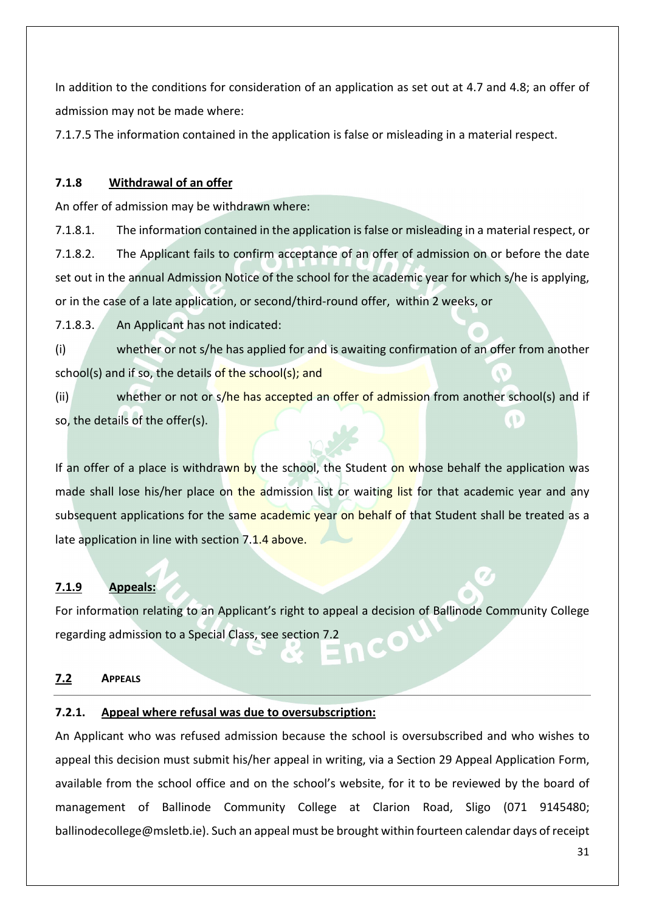In addition to the conditions for consideration of an application as set out at 4.7 and 4.8; an offer of admission may not be made where:

7.1.7.5 The information contained in the application is false or misleading in a material respect.

### 7.1.8 Withdrawal of an offer

An offer of admission may be withdrawn where:

7.1.8.1. The information contained in the application is false or misleading in a material respect, or

7.1.8.2. The Applicant fails to confirm acceptance of an offer of admission on or before the date set out in the annual Admission Notice of the school for the academic year for which s/he is applying, or in the case of a late application, or second/third-round offer, within 2 weeks, or

7.1.8.3. An Applicant has not indicated:

(i) whether or not s/he has applied for and is awaiting confirmation of an offer from another school(s) and if so, the details of the school(s); and

(ii) whether or not or s/he has accepted an offer of admission from another school(s) and if so, the details of the offer(s).

If an offer of a place is withdrawn by the school, the Student on whose behalf the application was made shall lose his/her place on the admission list or waiting list for that academic year and any subsequent applications for the same academic year on behalf of that Student shall be treated as a late application in line with section 7.1.4 above.

### 7.1.9 Appeals:

For information relating to an Applicant's right to appeal a decision of Ballinode Community College regarding admission to a Special Class, see section 7.2

## 7.2 APPEALS

### 7.2.1. Appeal where refusal was due to oversubscription:

An Applicant who was refused admission because the school is oversubscribed and who wishes to appeal this decision must submit his/her appeal in writing, via a Section 29 Appeal Application Form, available from the school office and on the school's website, for it to be reviewed by the board of management of Ballinode Community College at Clarion Road, Sligo (071 9145480; ballinodecollege@msletb.ie). Such an appeal must be brought within fourteen calendar days of receipt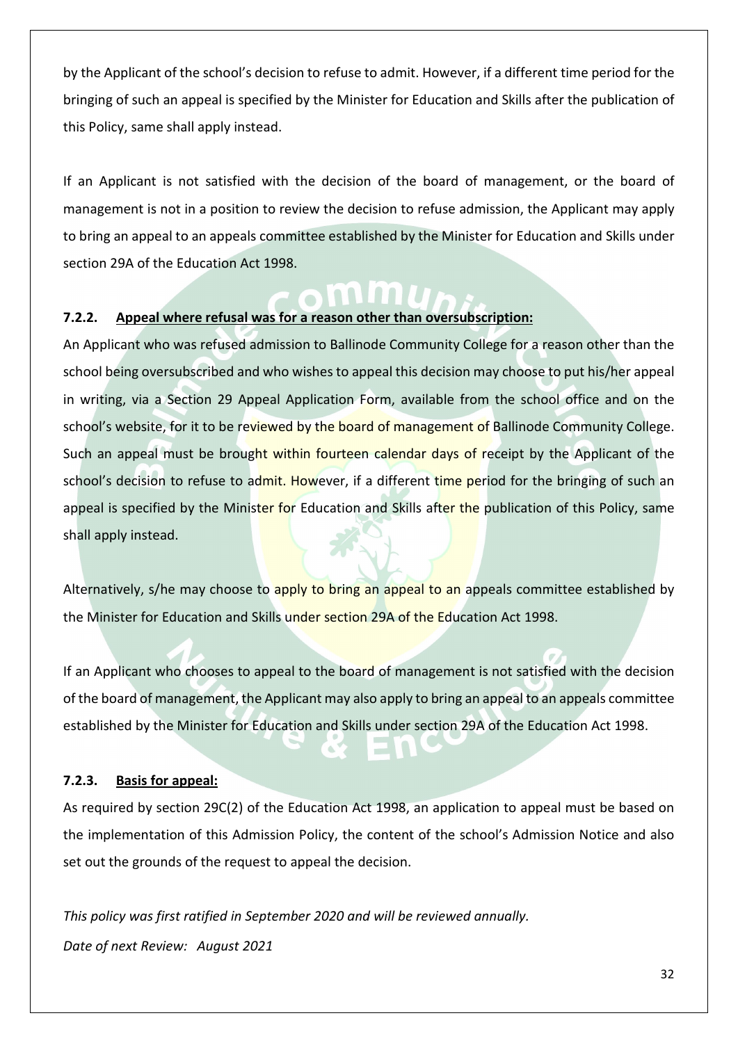by the Applicant of the school's decision to refuse to admit. However, if a different time period for the bringing of such an appeal is specified by the Minister for Education and Skills after the publication of this Policy, same shall apply instead.

If an Applicant is not satisfied with the decision of the board of management, or the board of management is not in a position to review the decision to refuse admission, the Applicant may apply to bring an appeal to an appeals committee established by the Minister for Education and Skills under section 29A of the Education Act 1998.

#### 7.2.2. Appeal where refusal was for a reason other than oversubscription:

An Applicant who was refused admission to Ballinode Community College for a reason other than the school being oversubscribed and who wishes to appeal this decision may choose to put his/her appeal in writing, via a Section 29 Appeal Application Form, available from the school office and on the school's website, for it to be reviewed by the board of management of Ballinode Community College. Such an appeal must be brought within fourteen calendar days of receipt by the Applicant of the school's decision to refuse to admit. However, if a different time period for the bringing of such an appeal is specified by the Minister for Education and Skills after the publication of this Policy, same shall apply instead.

Alternatively, s/he may choose to apply to bring an appeal to an appeals committee established by the Minister for Education and Skills under section 29A of the Education Act 1998.

If an Applicant who chooses to appeal to the board of management is not satisfied with the decision of the board of management, the Applicant may also apply to bring an appeal to an appeals committee established by the Minister for Education and Skills under section 29A of the Education Act 1998.

#### 7.2.3. Basis for appeal:

As required by section 29C(2) of the Education Act 1998, an application to appeal must be based on the implementation of this Admission Policy, the content of the school's Admission Notice and also set out the grounds of the request to appeal the decision.

*This policy was first ratified in September 2020 and will be reviewed annually.*

*Date of next Review: August 2021*